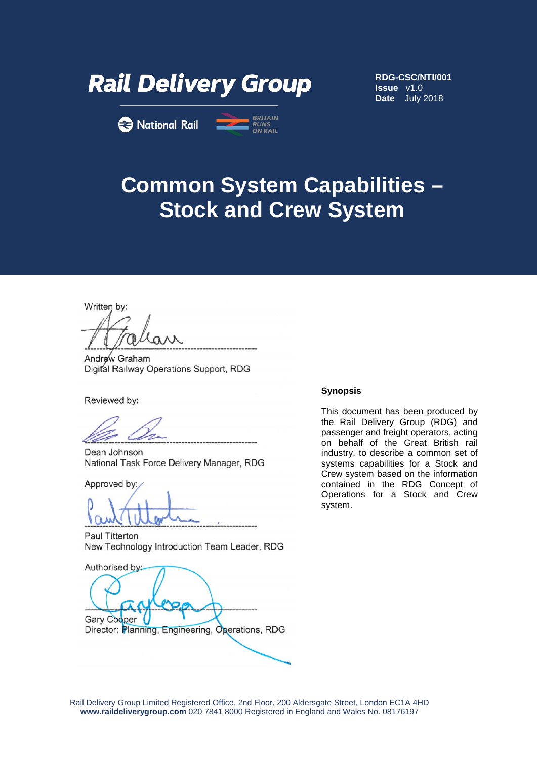Rail Delivery Group

National Rail | BRITAIN RUNS ON RAIL

**RDG-CSC/NTI/001**
**Issue** v1.0
**Date** July 2018

# Common System Capabilities – Stock and Crew System

Written by:

Andrew Graham
Digital Railway Operations Support, RDG

Reviewed by:

Dean Johnson
National Task Force Delivery Manager, RDG

Approved by:

Paul Titterton
New Technology Introduction Team Leader, RDG

Authorised by:

Gary Cooper
Director: Planning, Engineering, Operations, RDG

**Synopsis**

This document has been produced by the Rail Delivery Group (RDG) and passenger and freight operators, acting on behalf of the Great British rail industry, to describe a common set of systems capabilities for a Stock and Crew system based on the information contained in the RDG Concept of Operations for a Stock and Crew system.

Rail Delivery Group Limited Registered Office, 2nd Floor, 200 Aldersgate Street, London EC1A 4HD
**www.raildeliverygroup.com** 020 7841 8000 Registered in England and Wales No. 08176197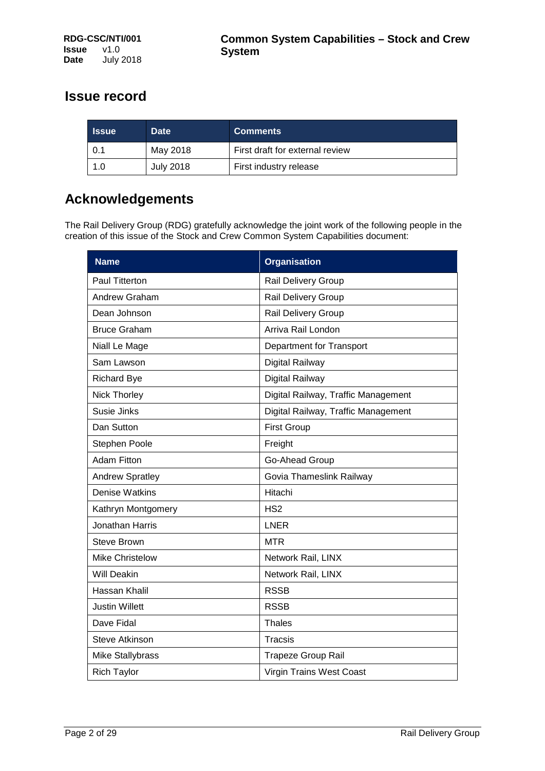## Issue record

| Issue | Date | Comments |
|---|---|---|
| 0.1 | May 2018 | First draft for external review |
| 1.0 | July 2018 | First industry release |

## Acknowledgements

The Rail Delivery Group (RDG) gratefully acknowledge the joint work of the following people in the creation of this issue of the Stock and Crew Common System Capabilities document:

| Name | Organisation |
|---|---|
| Paul Titterton | Rail Delivery Group |
| Andrew Graham | Rail Delivery Group |
| Dean Johnson | Rail Delivery Group |
| Bruce Graham | Arriva Rail London |
| Niall Le Mage | Department for Transport |
| Sam Lawson | Digital Railway |
| Richard Bye | Digital Railway |
| Nick Thorley | Digital Railway, Traffic Management |
| Susie Jinks | Digital Railway, Traffic Management |
| Dan Sutton | First Group |
| Stephen Poole | Freight |
| Adam Fitton | Go-Ahead Group |
| Andrew Spratley | Govia Thameslink Railway |
| Denise Watkins | Hitachi |
| Kathryn Montgomery | HS2 |
| Jonathan Harris | LNER |
| Steve Brown | MTR |
| Mike Christelow | Network Rail, LINX |
| Will Deakin | Network Rail, LINX |
| Hassan Khalil | RSSB |
| Justin Willett | RSSB |
| Dave Fidal | Thales |
| Steve Atkinson | Tracsis |
| Mike Stallybrass | Trapeze Group Rail |
| Rich Taylor | Virgin Trains West Coast |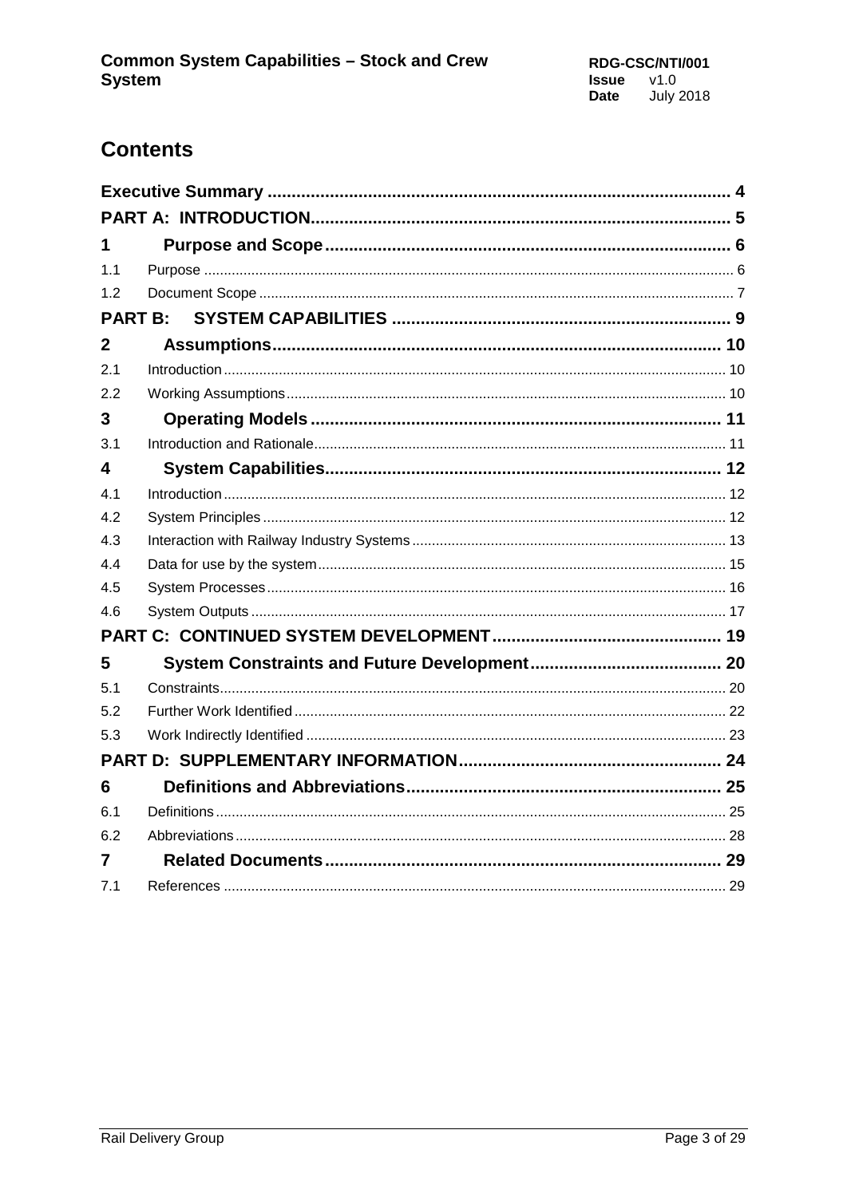# Contents

| | | |
|---|---|---|
| **Executive Summary** | | **4** |
| **PART A: INTRODUCTION** | | **5** |
| **1** | **Purpose and Scope** | **6** |
| 1.1 | Purpose | 6 |
| 1.2 | Document Scope | 7 |
| **PART B: SYSTEM CAPABILITIES** | | **9** |
| **2** | **Assumptions** | **10** |
| 2.1 | Introduction | 10 |
| 2.2 | Working Assumptions | 10 |
| **3** | **Operating Models** | **11** |
| 3.1 | Introduction and Rationale | 11 |
| **4** | **System Capabilities** | **12** |
| 4.1 | Introduction | 12 |
| 4.2 | System Principles | 12 |
| 4.3 | Interaction with Railway Industry Systems | 13 |
| 4.4 | Data for use by the system | 15 |
| 4.5 | System Processes | 16 |
| 4.6 | System Outputs | 17 |
| **PART C: CONTINUED SYSTEM DEVELOPMENT** | | **19** |
| **5** | **System Constraints and Future Development** | **20** |
| 5.1 | Constraints | 20 |
| 5.2 | Further Work Identified | 22 |
| 5.3 | Work Indirectly Identified | 23 |
| **PART D: SUPPLEMENTARY INFORMATION** | | **24** |
| **6** | **Definitions and Abbreviations** | **25** |
| 6.1 | Definitions | 25 |
| 6.2 | Abbreviations | 28 |
| **7** | **Related Documents** | **29** |
| 7.1 | References | 29 |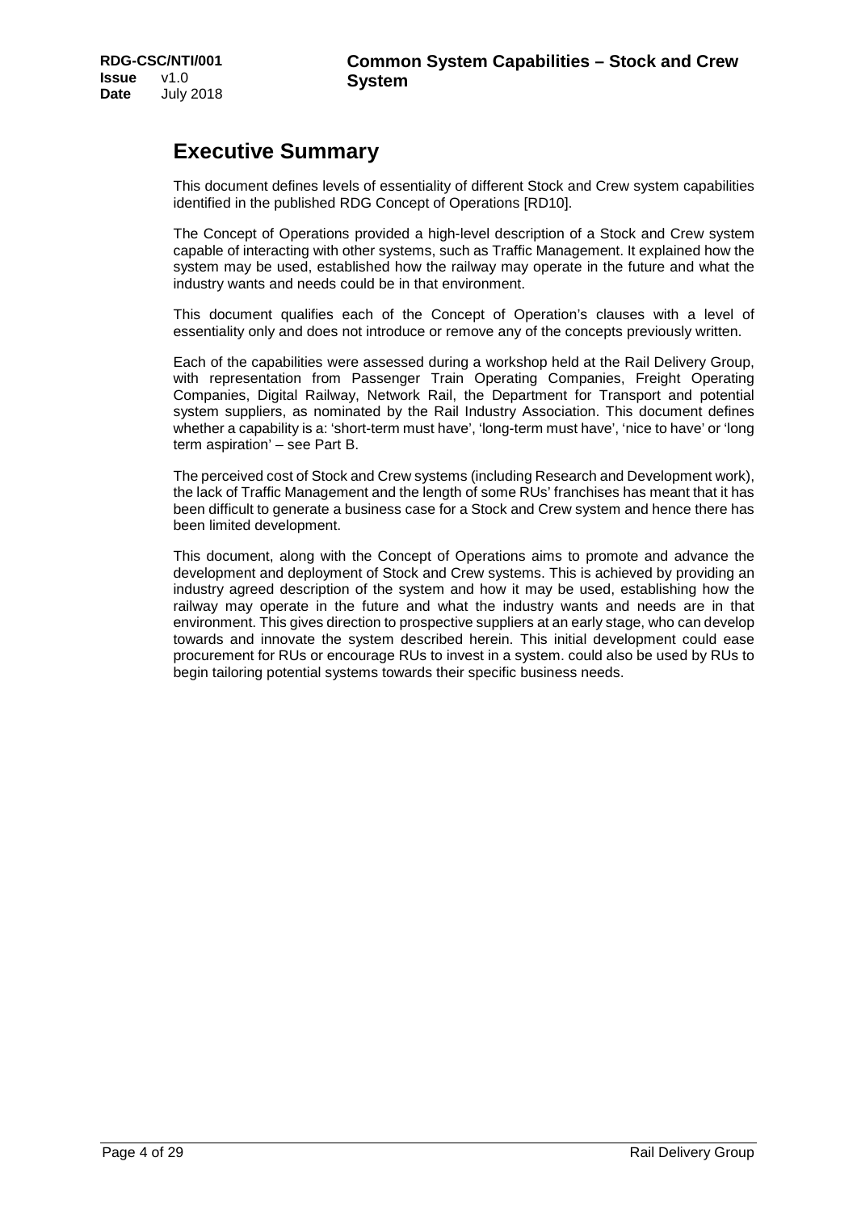# Executive Summary

This document defines levels of essentiality of different Stock and Crew system capabilities identified in the published RDG Concept of Operations [RD10].

The Concept of Operations provided a high-level description of a Stock and Crew system capable of interacting with other systems, such as Traffic Management. It explained how the system may be used, established how the railway may operate in the future and what the industry wants and needs could be in that environment.

This document qualifies each of the Concept of Operation's clauses with a level of essentiality only and does not introduce or remove any of the concepts previously written.

Each of the capabilities were assessed during a workshop held at the Rail Delivery Group, with representation from Passenger Train Operating Companies, Freight Operating Companies, Digital Railway, Network Rail, the Department for Transport and potential system suppliers, as nominated by the Rail Industry Association. This document defines whether a capability is a: 'short-term must have', 'long-term must have', 'nice to have' or 'long term aspiration' – see Part B.

The perceived cost of Stock and Crew systems (including Research and Development work), the lack of Traffic Management and the length of some RUs' franchises has meant that it has been difficult to generate a business case for a Stock and Crew system and hence there has been limited development.

This document, along with the Concept of Operations aims to promote and advance the development and deployment of Stock and Crew systems. This is achieved by providing an industry agreed description of the system and how it may be used, establishing how the railway may operate in the future and what the industry wants and needs are in that environment. This gives direction to prospective suppliers at an early stage, who can develop towards and innovate the system described herein. This initial development could ease procurement for RUs or encourage RUs to invest in a system. could also be used by RUs to begin tailoring potential systems towards their specific business needs.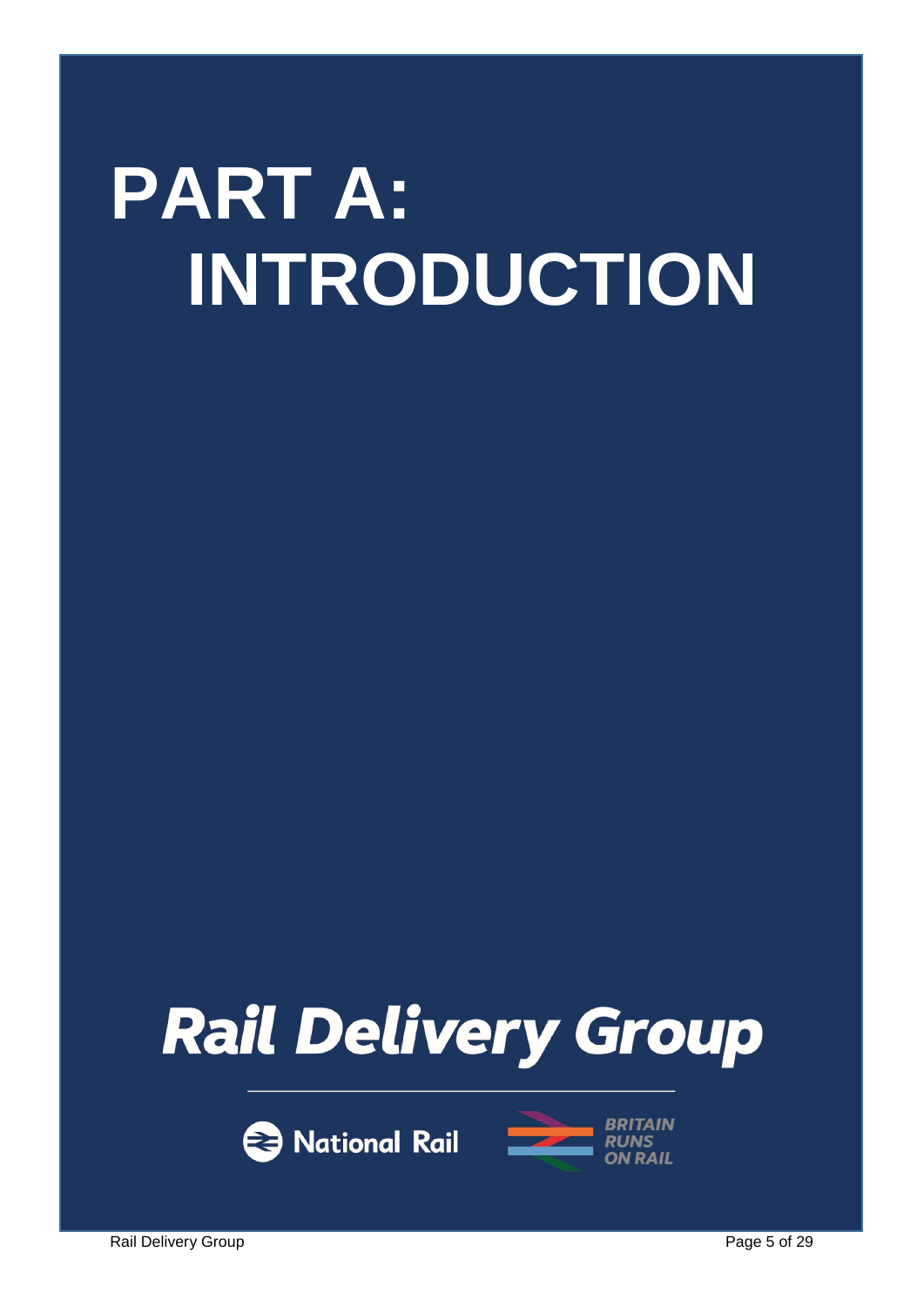# PART A: INTRODUCTION

Rail Delivery Group

National Rail

BRITAIN RUNS ON RAIL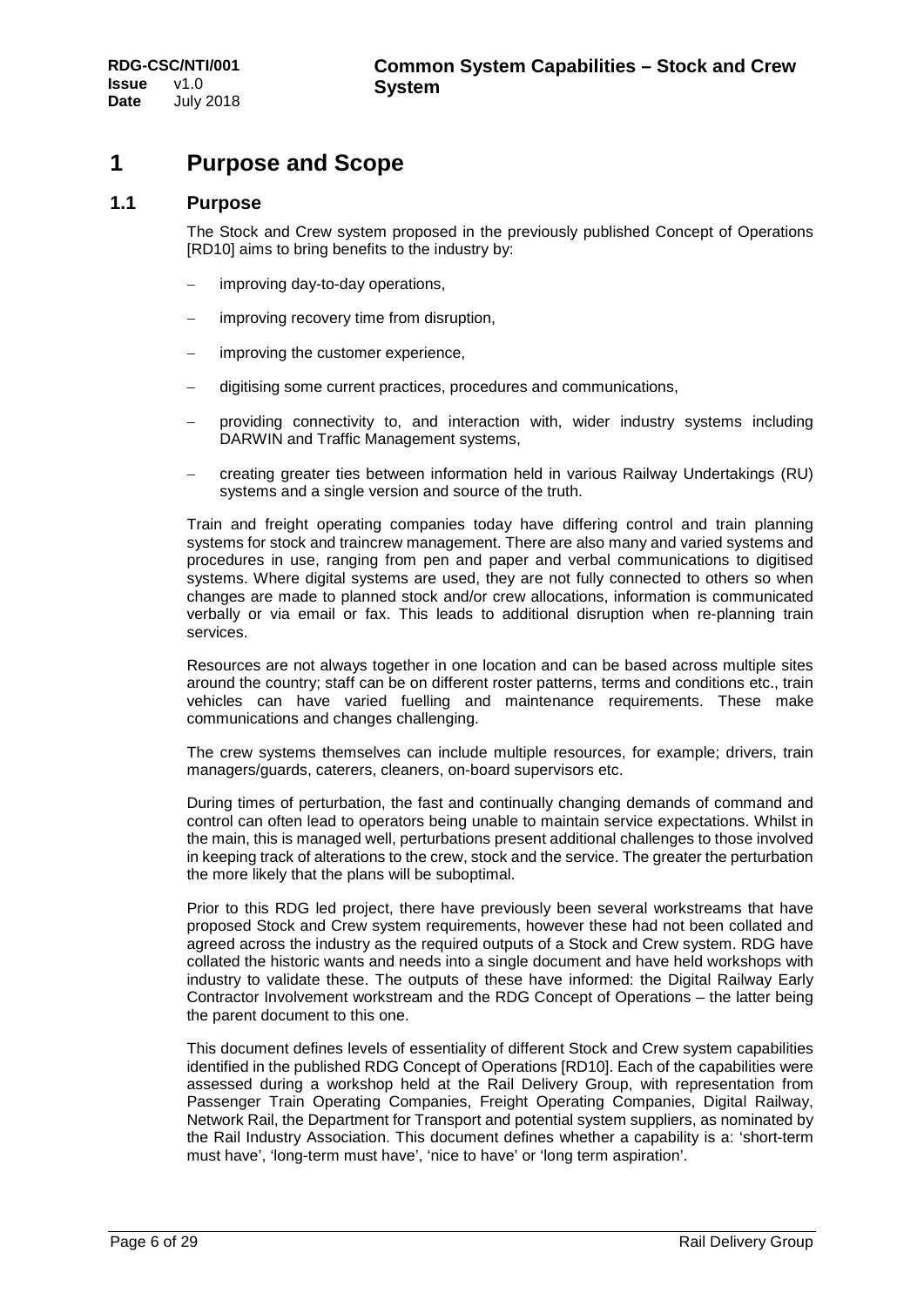# 1 Purpose and Scope

## 1.1 Purpose

The Stock and Crew system proposed in the previously published Concept of Operations [RD10] aims to bring benefits to the industry by:

- improving day-to-day operations,
- improving recovery time from disruption,
- improving the customer experience,
- digitising some current practices, procedures and communications,
- providing connectivity to, and interaction with, wider industry systems including DARWIN and Traffic Management systems,
- creating greater ties between information held in various Railway Undertakings (RU) systems and a single version and source of the truth.

Train and freight operating companies today have differing control and train planning systems for stock and traincrew management. There are also many and varied systems and procedures in use, ranging from pen and paper and verbal communications to digitised systems. Where digital systems are used, they are not fully connected to others so when changes are made to planned stock and/or crew allocations, information is communicated verbally or via email or fax. This leads to additional disruption when re-planning train services.

Resources are not always together in one location and can be based across multiple sites around the country; staff can be on different roster patterns, terms and conditions etc., train vehicles can have varied fuelling and maintenance requirements. These make communications and changes challenging.

The crew systems themselves can include multiple resources, for example; drivers, train managers/guards, caterers, cleaners, on-board supervisors etc.

During times of perturbation, the fast and continually changing demands of command and control can often lead to operators being unable to maintain service expectations. Whilst in the main, this is managed well, perturbations present additional challenges to those involved in keeping track of alterations to the crew, stock and the service. The greater the perturbation the more likely that the plans will be suboptimal.

Prior to this RDG led project, there have previously been several workstreams that have proposed Stock and Crew system requirements, however these had not been collated and agreed across the industry as the required outputs of a Stock and Crew system. RDG have collated the historic wants and needs into a single document and have held workshops with industry to validate these. The outputs of these have informed: the Digital Railway Early Contractor Involvement workstream and the RDG Concept of Operations – the latter being the parent document to this one.

This document defines levels of essentiality of different Stock and Crew system capabilities identified in the published RDG Concept of Operations [RD10]. Each of the capabilities were assessed during a workshop held at the Rail Delivery Group, with representation from Passenger Train Operating Companies, Freight Operating Companies, Digital Railway, Network Rail, the Department for Transport and potential system suppliers, as nominated by the Rail Industry Association. This document defines whether a capability is a: 'short-term must have', 'long-term must have', 'nice to have' or 'long term aspiration'.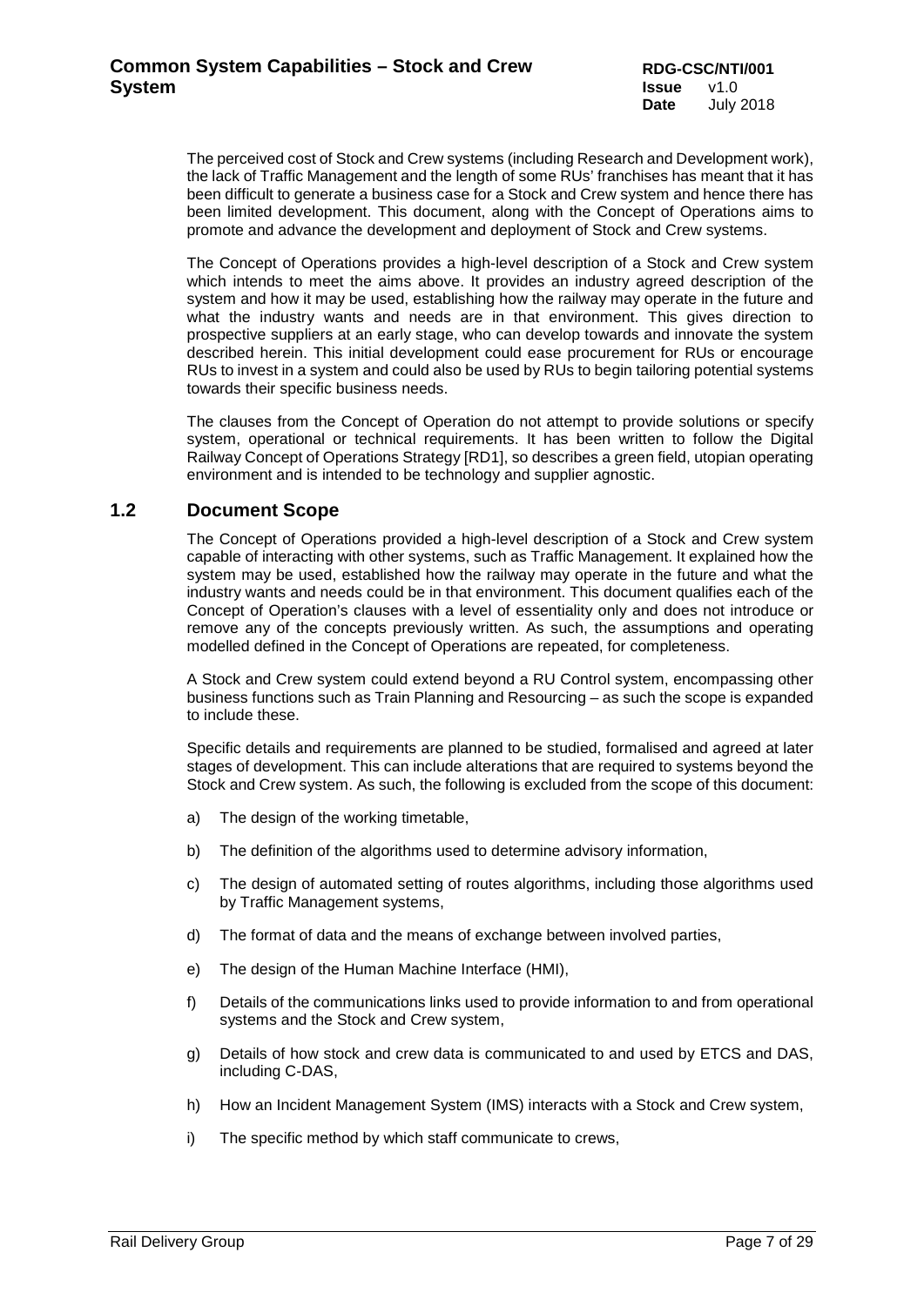The perceived cost of Stock and Crew systems (including Research and Development work), the lack of Traffic Management and the length of some RUs' franchises has meant that it has been difficult to generate a business case for a Stock and Crew system and hence there has been limited development. This document, along with the Concept of Operations aims to promote and advance the development and deployment of Stock and Crew systems.

The Concept of Operations provides a high-level description of a Stock and Crew system which intends to meet the aims above. It provides an industry agreed description of the system and how it may be used, establishing how the railway may operate in the future and what the industry wants and needs are in that environment. This gives direction to prospective suppliers at an early stage, who can develop towards and innovate the system described herein. This initial development could ease procurement for RUs or encourage RUs to invest in a system and could also be used by RUs to begin tailoring potential systems towards their specific business needs.

The clauses from the Concept of Operation do not attempt to provide solutions or specify system, operational or technical requirements. It has been written to follow the Digital Railway Concept of Operations Strategy [RD1], so describes a green field, utopian operating environment and is intended to be technology and supplier agnostic.

## 1.2 Document Scope

The Concept of Operations provided a high-level description of a Stock and Crew system capable of interacting with other systems, such as Traffic Management. It explained how the system may be used, established how the railway may operate in the future and what the industry wants and needs could be in that environment. This document qualifies each of the Concept of Operation's clauses with a level of essentiality only and does not introduce or remove any of the concepts previously written. As such, the assumptions and operating modelled defined in the Concept of Operations are repeated, for completeness.

A Stock and Crew system could extend beyond a RU Control system, encompassing other business functions such as Train Planning and Resourcing – as such the scope is expanded to include these.

Specific details and requirements are planned to be studied, formalised and agreed at later stages of development. This can include alterations that are required to systems beyond the Stock and Crew system. As such, the following is excluded from the scope of this document:

a) The design of the working timetable,

b) The definition of the algorithms used to determine advisory information,

c) The design of automated setting of routes algorithms, including those algorithms used by Traffic Management systems,

d) The format of data and the means of exchange between involved parties,

e) The design of the Human Machine Interface (HMI),

f) Details of the communications links used to provide information to and from operational systems and the Stock and Crew system,

g) Details of how stock and crew data is communicated to and used by ETCS and DAS, including C-DAS,

h) How an Incident Management System (IMS) interacts with a Stock and Crew system,

i) The specific method by which staff communicate to crews,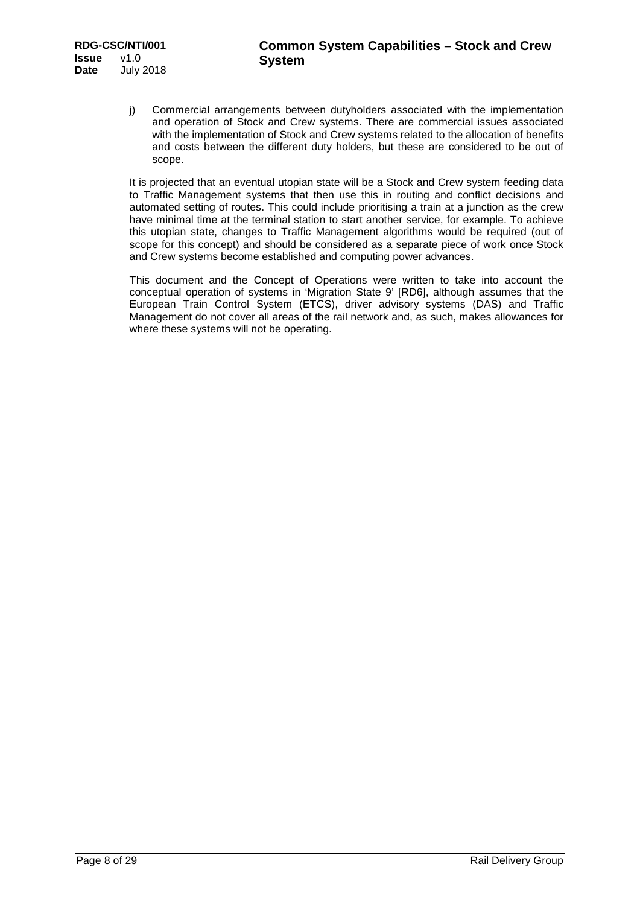j) Commercial arrangements between dutyholders associated with the implementation and operation of Stock and Crew systems. There are commercial issues associated with the implementation of Stock and Crew systems related to the allocation of benefits and costs between the different duty holders, but these are considered to be out of scope.

It is projected that an eventual utopian state will be a Stock and Crew system feeding data to Traffic Management systems that then use this in routing and conflict decisions and automated setting of routes. This could include prioritising a train at a junction as the crew have minimal time at the terminal station to start another service, for example. To achieve this utopian state, changes to Traffic Management algorithms would be required (out of scope for this concept) and should be considered as a separate piece of work once Stock and Crew systems become established and computing power advances.

This document and the Concept of Operations were written to take into account the conceptual operation of systems in 'Migration State 9' [RD6], although assumes that the European Train Control System (ETCS), driver advisory systems (DAS) and Traffic Management do not cover all areas of the rail network and, as such, makes allowances for where these systems will not be operating.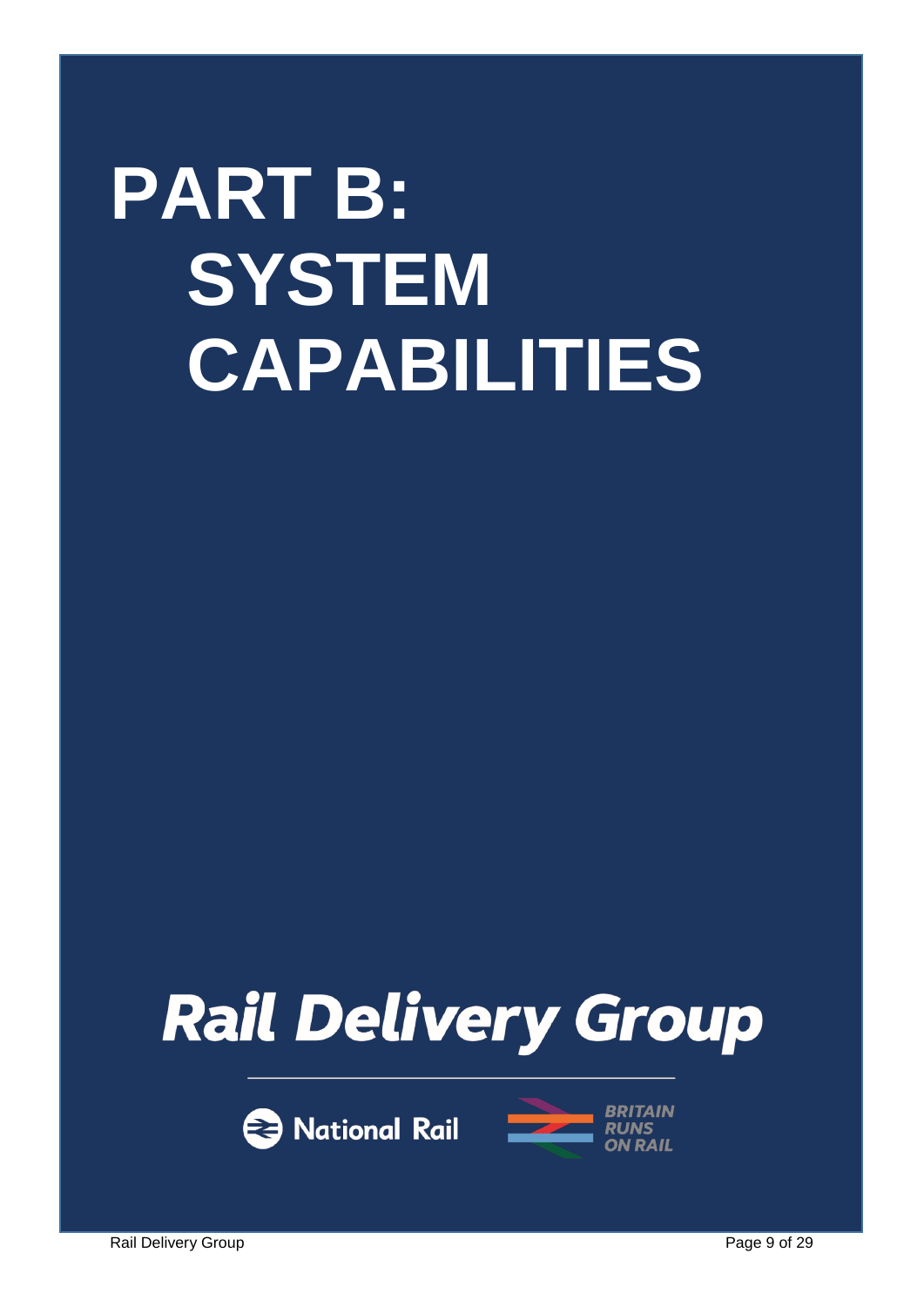# PART B: SYSTEM CAPABILITIES

Rail Delivery Group

National Rail

BRITAIN RUNS ON RAIL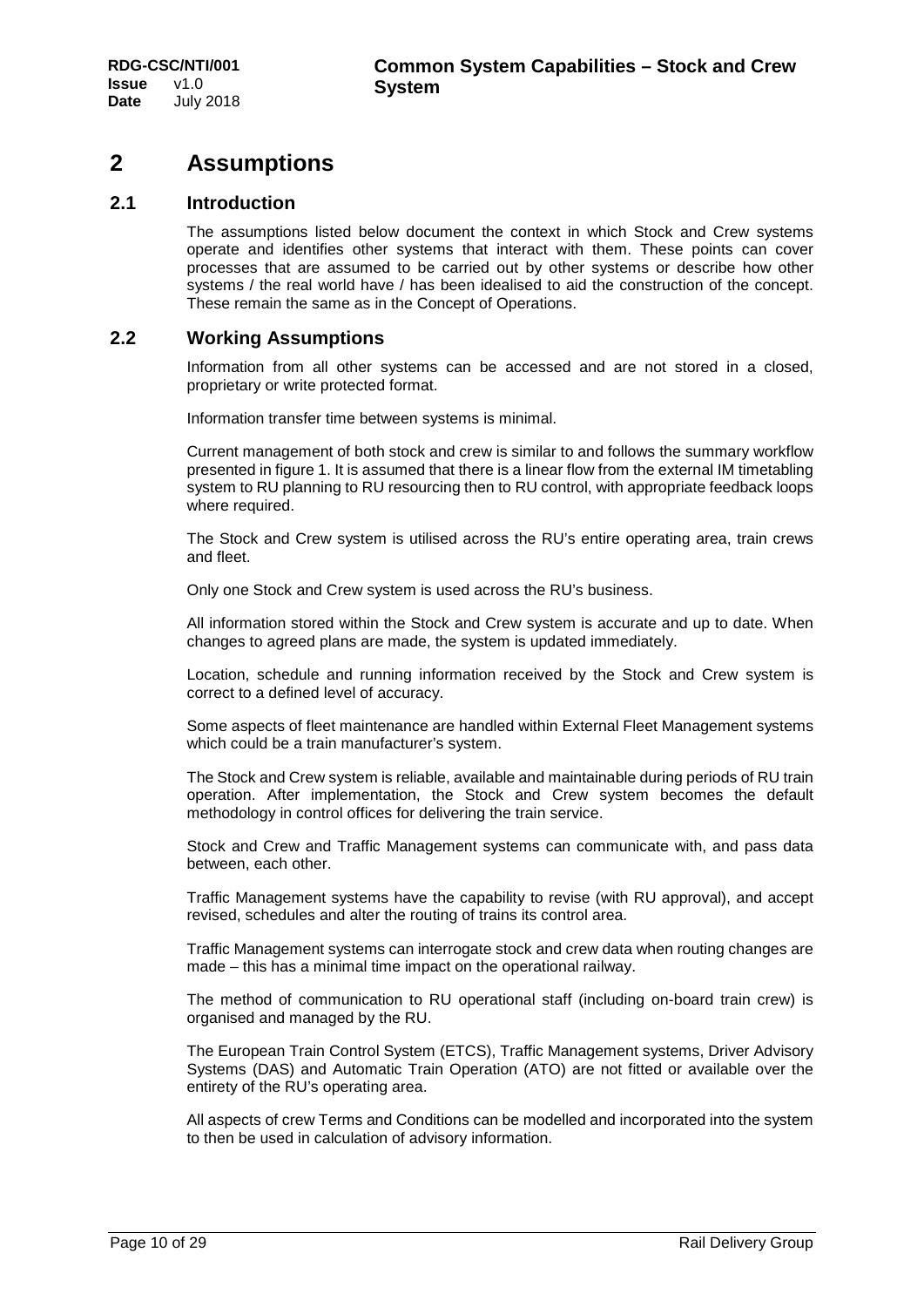# 2 Assumptions

## 2.1 Introduction

The assumptions listed below document the context in which Stock and Crew systems operate and identifies other systems that interact with them. These points can cover processes that are assumed to be carried out by other systems or describe how other systems / the real world have / has been idealised to aid the construction of the concept. These remain the same as in the Concept of Operations.

## 2.2 Working Assumptions

Information from all other systems can be accessed and are not stored in a closed, proprietary or write protected format.

Information transfer time between systems is minimal.

Current management of both stock and crew is similar to and follows the summary workflow presented in figure 1. It is assumed that there is a linear flow from the external IM timetabling system to RU planning to RU resourcing then to RU control, with appropriate feedback loops where required.

The Stock and Crew system is utilised across the RU's entire operating area, train crews and fleet.

Only one Stock and Crew system is used across the RU's business.

All information stored within the Stock and Crew system is accurate and up to date. When changes to agreed plans are made, the system is updated immediately.

Location, schedule and running information received by the Stock and Crew system is correct to a defined level of accuracy.

Some aspects of fleet maintenance are handled within External Fleet Management systems which could be a train manufacturer's system.

The Stock and Crew system is reliable, available and maintainable during periods of RU train operation. After implementation, the Stock and Crew system becomes the default methodology in control offices for delivering the train service.

Stock and Crew and Traffic Management systems can communicate with, and pass data between, each other.

Traffic Management systems have the capability to revise (with RU approval), and accept revised, schedules and alter the routing of trains its control area.

Traffic Management systems can interrogate stock and crew data when routing changes are made – this has a minimal time impact on the operational railway.

The method of communication to RU operational staff (including on-board train crew) is organised and managed by the RU.

The European Train Control System (ETCS), Traffic Management systems, Driver Advisory Systems (DAS) and Automatic Train Operation (ATO) are not fitted or available over the entirety of the RU's operating area.

All aspects of crew Terms and Conditions can be modelled and incorporated into the system to then be used in calculation of advisory information.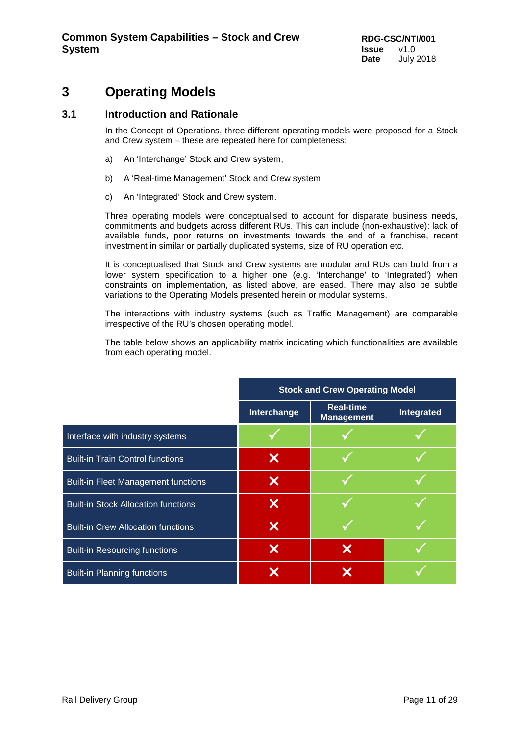# 3 Operating Models

## 3.1 Introduction and Rationale

In the Concept of Operations, three different operating models were proposed for a Stock and Crew system – these are repeated here for completeness:

a) An 'Interchange' Stock and Crew system,

b) A 'Real-time Management' Stock and Crew system,

c) An 'Integrated' Stock and Crew system.

Three operating models were conceptualised to account for disparate business needs, commitments and budgets across different RUs. This can include (non-exhaustive): lack of available funds, poor returns on investments towards the end of a franchise, recent investment in similar or partially duplicated systems, size of RU operation etc.

It is conceptualised that Stock and Crew systems are modular and RUs can build from a lower system specification to a higher one (e.g. 'Interchange' to 'Integrated') when constraints on implementation, as listed above, are eased. There may also be subtle variations to the Operating Models presented herein or modular systems.

The interactions with industry systems (such as Traffic Management) are comparable irrespective of the RU's chosen operating model.

The table below shows an applicability matrix indicating which functionalities are available from each operating model.

| | Stock and Crew Operating Model | | |
|---|---|---|---|
| | **Interchange** | **Real-time Management** | **Integrated** |
| Interface with industry systems | ✓ | ✓ | ✓ |
| Built-in Train Control functions | ✗ | ✓ | ✓ |
| Built-in Fleet Management functions | ✗ | ✓ | ✓ |
| Built-in Stock Allocation functions | ✗ | ✓ | ✓ |
| Built-in Crew Allocation functions | ✗ | ✓ | ✓ |
| Built-in Resourcing functions | ✗ | ✗ | ✓ |
| Built-in Planning functions | ✗ | ✗ | ✓ |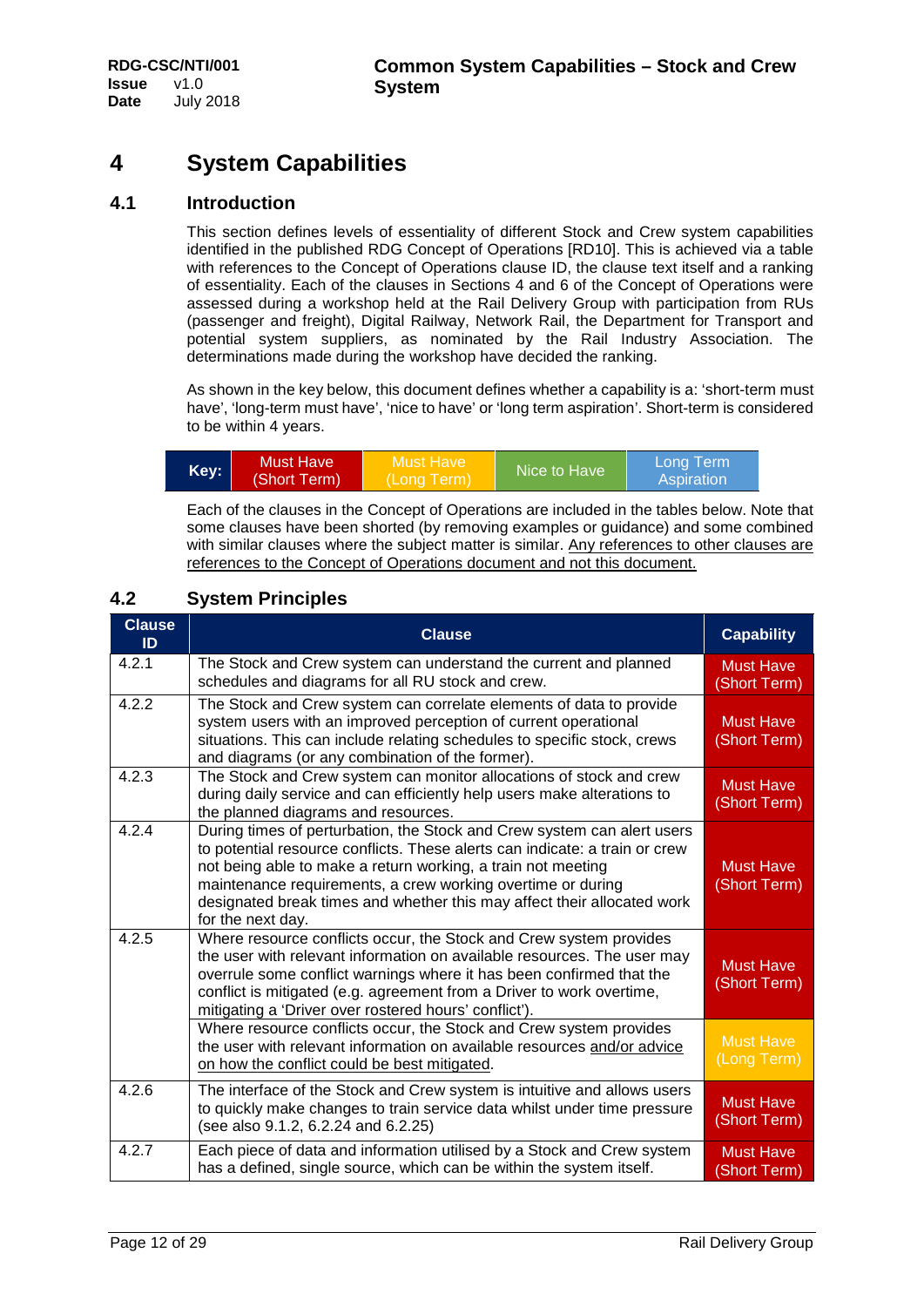# 4 System Capabilities

## 4.1 Introduction

This section defines levels of essentiality of different Stock and Crew system capabilities identified in the published RDG Concept of Operations [RD10]. This is achieved via a table with references to the Concept of Operations clause ID, the clause text itself and a ranking of essentiality. Each of the clauses in Sections 4 and 6 of the Concept of Operations were assessed during a workshop held at the Rail Delivery Group with participation from RUs (passenger and freight), Digital Railway, Network Rail, the Department for Transport and potential system suppliers, as nominated by the Rail Industry Association. The determinations made during the workshop have decided the ranking.

As shown in the key below, this document defines whether a capability is a: 'short-term must have', 'long-term must have', 'nice to have' or 'long term aspiration'. Short-term is considered to be within 4 years.

| Key: | Must Have (Short Term) | Must Have (Long Term) | Nice to Have | Long Term Aspiration |
|---|---|---|---|---|

Each of the clauses in the Concept of Operations are included in the tables below. Note that some clauses have been shorted (by removing examples or guidance) and some combined with similar clauses where the subject matter is similar. Any references to other clauses are references to the Concept of Operations document and not this document.

## 4.2 System Principles

| Clause ID | Clause | Capability |
|---|---|---|
| 4.2.1 | The Stock and Crew system can understand the current and planned schedules and diagrams for all RU stock and crew. | Must Have (Short Term) |
| 4.2.2 | The Stock and Crew system can correlate elements of data to provide system users with an improved perception of current operational situations. This can include relating schedules to specific stock, crews and diagrams (or any combination of the former). | Must Have (Short Term) |
| 4.2.3 | The Stock and Crew system can monitor allocations of stock and crew during daily service and can efficiently help users make alterations to the planned diagrams and resources. | Must Have (Short Term) |
| 4.2.4 | During times of perturbation, the Stock and Crew system can alert users to potential resource conflicts. These alerts can indicate: a train or crew not being able to make a return working, a train not meeting maintenance requirements, a crew working overtime or during designated break times and whether this may affect their allocated work for the next day. | Must Have (Short Term) |
| 4.2.5 | Where resource conflicts occur, the Stock and Crew system provides the user with relevant information on available resources. The user may overrule some conflict warnings where it has been confirmed that the conflict is mitigated (e.g. agreement from a Driver to work overtime, mitigating a 'Driver over rostered hours' conflict'). | Must Have (Short Term) |
| | Where resource conflicts occur, the Stock and Crew system provides the user with relevant information on available resources and/or advice on how the conflict could be best mitigated. | Must Have (Long Term) |
| 4.2.6 | The interface of the Stock and Crew system is intuitive and allows users to quickly make changes to train service data whilst under time pressure (see also 9.1.2, 6.2.24 and 6.2.25) | Must Have (Short Term) |
| 4.2.7 | Each piece of data and information utilised by a Stock and Crew system has a defined, single source, which can be within the system itself. | Must Have (Short Term) |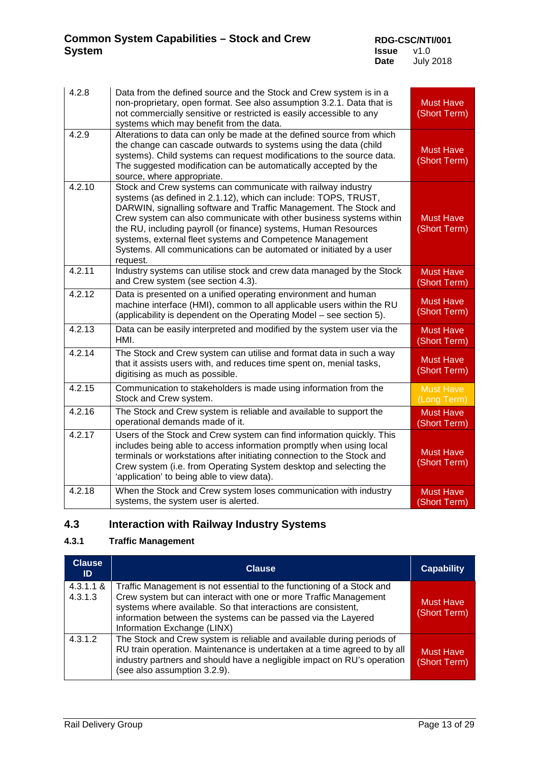| | | |
|---|---|---|
| 4.2.8 | Data from the defined source and the Stock and Crew system is in a non-proprietary, open format. See also assumption 3.2.1. Data that is not commercially sensitive or restricted is easily accessible to any systems which may benefit from the data. | Must Have (Short Term) |
| 4.2.9 | Alterations to data can only be made at the defined source from which the change can cascade outwards to systems using the data (child systems). Child systems can request modifications to the source data. The suggested modification can be automatically accepted by the source, where appropriate. | Must Have (Short Term) |
| 4.2.10 | Stock and Crew systems can communicate with railway industry systems (as defined in 2.1.12), which can include: TOPS, TRUST, DARWIN, signalling software and Traffic Management. The Stock and Crew system can also communicate with other business systems within the RU, including payroll (or finance) systems, Human Resources systems, external fleet systems and Competence Management Systems. All communications can be automated or initiated by a user request. | Must Have (Short Term) |
| 4.2.11 | Industry systems can utilise stock and crew data managed by the Stock and Crew system (see section 4.3). | Must Have (Short Term) |
| 4.2.12 | Data is presented on a unified operating environment and human machine interface (HMI), common to all applicable users within the RU (applicability is dependent on the Operating Model – see section 5). | Must Have (Short Term) |
| 4.2.13 | Data can be easily interpreted and modified by the system user via the HMI. | Must Have (Short Term) |
| 4.2.14 | The Stock and Crew system can utilise and format data in such a way that it assists users with, and reduces time spent on, menial tasks, digitising as much as possible. | Must Have (Short Term) |
| 4.2.15 | Communication to stakeholders is made using information from the Stock and Crew system. | Must Have (Long Term) |
| 4.2.16 | The Stock and Crew system is reliable and available to support the operational demands made of it. | Must Have (Short Term) |
| 4.2.17 | Users of the Stock and Crew system can find information quickly. This includes being able to access information promptly when using local terminals or workstations after initiating connection to the Stock and Crew system (i.e. from Operating System desktop and selecting the 'application' to being able to view data). | Must Have (Short Term) |
| 4.2.18 | When the Stock and Crew system loses communication with industry systems, the system user is alerted. | Must Have (Short Term) |

## 4.3 Interaction with Railway Industry Systems

### 4.3.1 Traffic Management

| Clause ID | Clause | Capability |
|---|---|---|
| 4.3.1.1 & 4.3.1.3 | Traffic Management is not essential to the functioning of a Stock and Crew system but can interact with one or more Traffic Management systems where available. So that interactions are consistent, information between the systems can be passed via the Layered Information Exchange (LINX) | Must Have (Short Term) |
| 4.3.1.2 | The Stock and Crew system is reliable and available during periods of RU train operation. Maintenance is undertaken at a time agreed to by all industry partners and should have a negligible impact on RU's operation (see also assumption 3.2.9). | Must Have (Short Term) |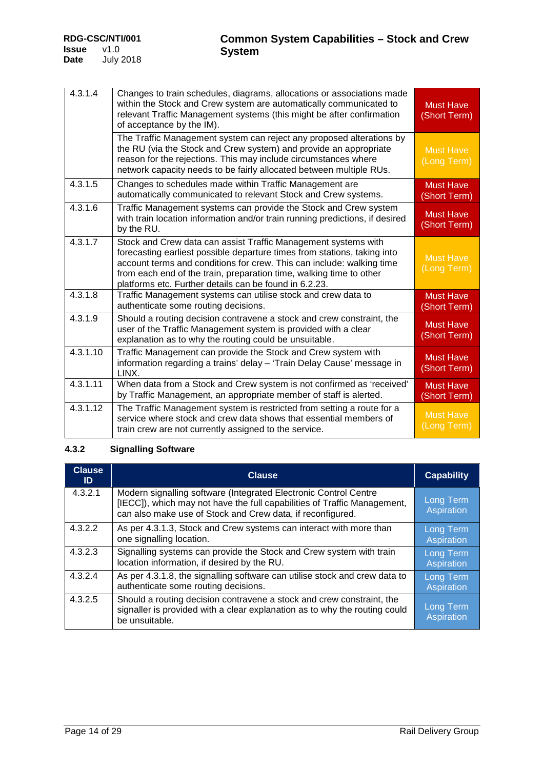| | | |
|---|---|---|
| 4.3.1.4 | Changes to train schedules, diagrams, allocations or associations made within the Stock and Crew system are automatically communicated to relevant Traffic Management systems (this might be after confirmation of acceptance by the IM). | Must Have (Short Term) |
| | The Traffic Management system can reject any proposed alterations by the RU (via the Stock and Crew system) and provide an appropriate reason for the rejections. This may include circumstances where network capacity needs to be fairly allocated between multiple RUs. | Must Have (Long Term) |
| 4.3.1.5 | Changes to schedules made within Traffic Management are automatically communicated to relevant Stock and Crew systems. | Must Have (Short Term) |
| 4.3.1.6 | Traffic Management systems can provide the Stock and Crew system with train location information and/or train running predictions, if desired by the RU. | Must Have (Short Term) |
| 4.3.1.7 | Stock and Crew data can assist Traffic Management systems with forecasting earliest possible departure times from stations, taking into account terms and conditions for crew. This can include: walking time from each end of the train, preparation time, walking time to other platforms etc. Further details can be found in 6.2.23. | Must Have (Long Term) |
| 4.3.1.8 | Traffic Management systems can utilise stock and crew data to authenticate some routing decisions. | Must Have (Short Term) |
| 4.3.1.9 | Should a routing decision contravene a stock and crew constraint, the user of the Traffic Management system is provided with a clear explanation as to why the routing could be unsuitable. | Must Have (Short Term) |
| 4.3.1.10 | Traffic Management can provide the Stock and Crew system with information regarding a trains' delay – 'Train Delay Cause' message in LINX. | Must Have (Short Term) |
| 4.3.1.11 | When data from a Stock and Crew system is not confirmed as 'received' by Traffic Management, an appropriate member of staff is alerted. | Must Have (Short Term) |
| 4.3.1.12 | The Traffic Management system is restricted from setting a route for a service where stock and crew data shows that essential members of train crew are not currently assigned to the service. | Must Have (Long Term) |

### 4.3.2 Signalling Software

| Clause ID | Clause | Capability |
|---|---|---|
| 4.3.2.1 | Modern signalling software (Integrated Electronic Control Centre [IECC]), which may not have the full capabilities of Traffic Management, can also make use of Stock and Crew data, if reconfigured. | Long Term Aspiration |
| 4.3.2.2 | As per 4.3.1.3, Stock and Crew systems can interact with more than one signalling location. | Long Term Aspiration |
| 4.3.2.3 | Signalling systems can provide the Stock and Crew system with train location information, if desired by the RU. | Long Term Aspiration |
| 4.3.2.4 | As per 4.3.1.8, the signalling software can utilise stock and crew data to authenticate some routing decisions. | Long Term Aspiration |
| 4.3.2.5 | Should a routing decision contravene a stock and crew constraint, the signaller is provided with a clear explanation as to why the routing could be unsuitable. | Long Term Aspiration |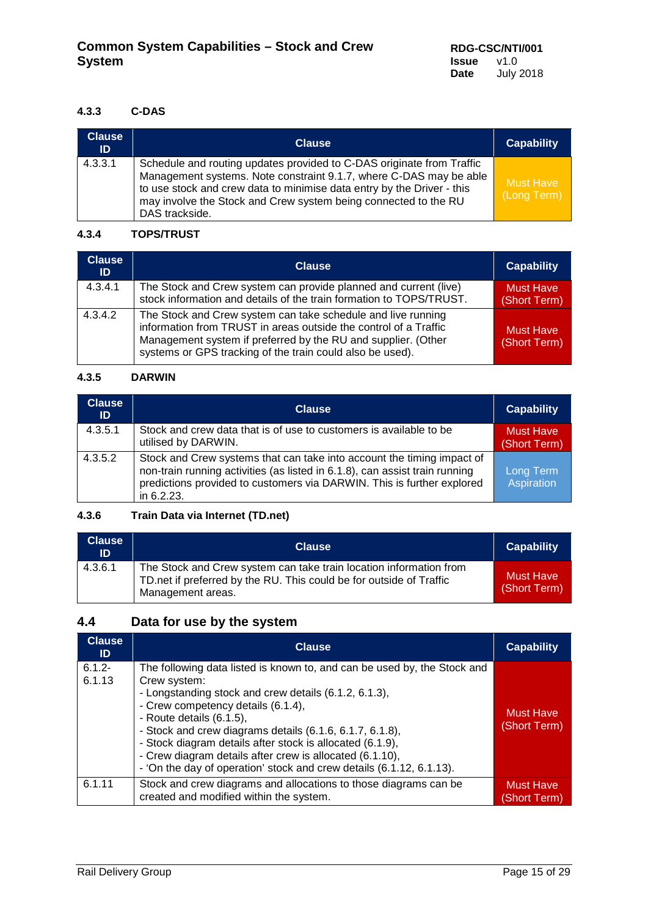#### 4.3.3 C-DAS

| Clause ID | Clause | Capability |
|---|---|---|
| 4.3.3.1 | Schedule and routing updates provided to C-DAS originate from Traffic Management systems. Note constraint 9.1.7, where C-DAS may be able to use stock and crew data to minimise data entry by the Driver - this may involve the Stock and Crew system being connected to the RU DAS trackside. | Must Have (Long Term) |

#### 4.3.4 TOPS/TRUST

| Clause ID | Clause | Capability |
|---|---|---|
| 4.3.4.1 | The Stock and Crew system can provide planned and current (live) stock information and details of the train formation to TOPS/TRUST. | Must Have (Short Term) |
| 4.3.4.2 | The Stock and Crew system can take schedule and live running information from TRUST in areas outside the control of a Traffic Management system if preferred by the RU and supplier. (Other systems or GPS tracking of the train could also be used). | Must Have (Short Term) |

#### 4.3.5 DARWIN

| Clause ID | Clause | Capability |
|---|---|---|
| 4.3.5.1 | Stock and crew data that is of use to customers is available to be utilised by DARWIN. | Must Have (Short Term) |
| 4.3.5.2 | Stock and Crew systems that can take into account the timing impact of non-train running activities (as listed in 6.1.8), can assist train running predictions provided to customers via DARWIN. This is further explored in 6.2.23. | Long Term Aspiration |

#### 4.3.6 Train Data via Internet (TD.net)

| Clause ID | Clause | Capability |
|---|---|---|
| 4.3.6.1 | The Stock and Crew system can take train location information from TD.net if preferred by the RU. This could be for outside of Traffic Management areas. | Must Have (Short Term) |

### 4.4 Data for use by the system

| Clause ID | Clause | Capability |
|---|---|---|
| 6.1.2-6.1.13 | The following data listed is known to, and can be used by, the Stock and Crew system:<br>- Longstanding stock and crew details (6.1.2, 6.1.3),<br>- Crew competency details (6.1.4),<br>- Route details (6.1.5),<br>- Stock and crew diagrams details (6.1.6, 6.1.7, 6.1.8),<br>- Stock diagram details after stock is allocated (6.1.9),<br>- Crew diagram details after crew is allocated (6.1.10),<br>- 'On the day of operation' stock and crew details (6.1.12, 6.1.13). | Must Have (Short Term) |
| 6.1.11 | Stock and crew diagrams and allocations to those diagrams can be created and modified within the system. | Must Have (Short Term) |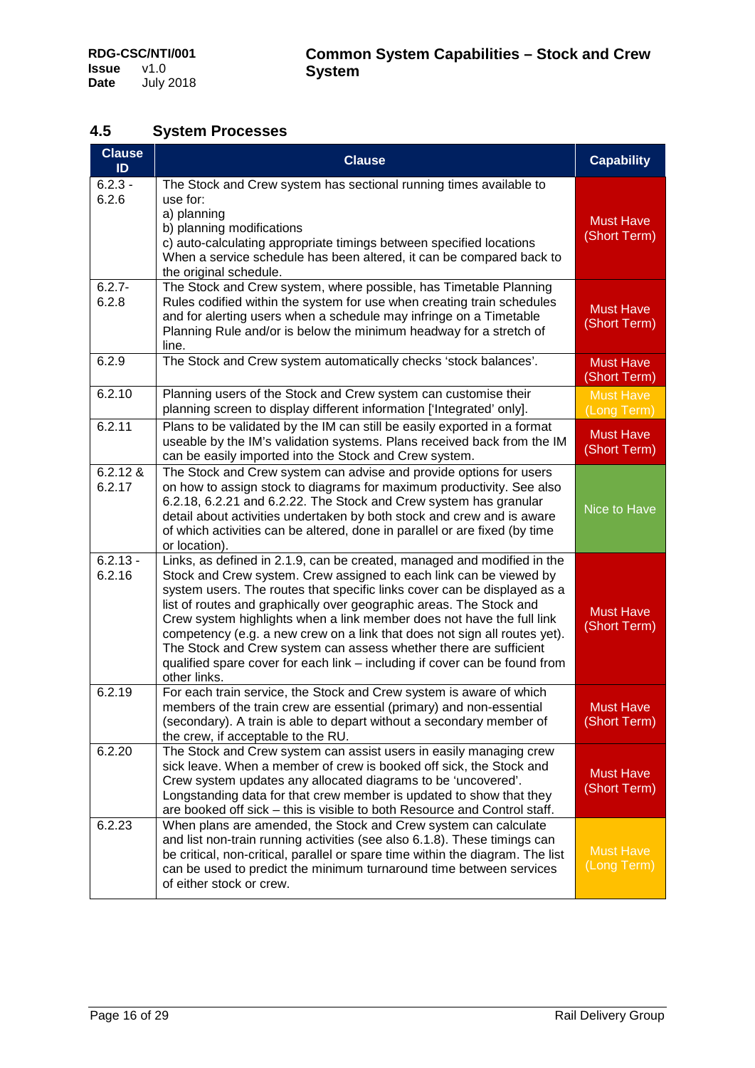## 4.5 System Processes

| Clause ID | Clause | Capability |
|---|---|---|
| 6.2.3 - 6.2.6 | The Stock and Crew system has sectional running times available to use for:<br>a) planning<br>b) planning modifications<br>c) auto-calculating appropriate timings between specified locations<br>When a service schedule has been altered, it can be compared back to the original schedule. | Must Have (Short Term) |
| 6.2.7-6.2.8 | The Stock and Crew system, where possible, has Timetable Planning Rules codified within the system for use when creating train schedules and for alerting users when a schedule may infringe on a Timetable Planning Rule and/or is below the minimum headway for a stretch of line. | Must Have (Short Term) |
| 6.2.9 | The Stock and Crew system automatically checks 'stock balances'. | Must Have (Short Term) |
| 6.2.10 | Planning users of the Stock and Crew system can customise their planning screen to display different information ['Integrated' only]. | Must Have (Long Term) |
| 6.2.11 | Plans to be validated by the IM can still be easily exported in a format useable by the IM's validation systems. Plans received back from the IM can be easily imported into the Stock and Crew system. | Must Have (Short Term) |
| 6.2.12 & 6.2.17 | The Stock and Crew system can advise and provide options for users on how to assign stock to diagrams for maximum productivity. See also 6.2.18, 6.2.21 and 6.2.22. The Stock and Crew system has granular detail about activities undertaken by both stock and crew and is aware of which activities can be altered, done in parallel or are fixed (by time or location). | Nice to Have |
| 6.2.13 - 6.2.16 | Links, as defined in 2.1.9, can be created, managed and modified in the Stock and Crew system. Crew assigned to each link can be viewed by system users. The routes that specific links cover can be displayed as a list of routes and graphically over geographic areas. The Stock and Crew system highlights when a link member does not have the full link competency (e.g. a new crew on a link that does not sign all routes yet). The Stock and Crew system can assess whether there are sufficient qualified spare cover for each link – including if cover can be found from other links. | Must Have (Short Term) |
| 6.2.19 | For each train service, the Stock and Crew system is aware of which members of the train crew are essential (primary) and non-essential (secondary). A train is able to depart without a secondary member of the crew, if acceptable to the RU. | Must Have (Short Term) |
| 6.2.20 | The Stock and Crew system can assist users in easily managing crew sick leave. When a member of crew is booked off sick, the Stock and Crew system updates any allocated diagrams to be 'uncovered'. Longstanding data for that crew member is updated to show that they are booked off sick – this is visible to both Resource and Control staff. | Must Have (Short Term) |
| 6.2.23 | When plans are amended, the Stock and Crew system can calculate and list non-train running activities (see also 6.1.8). These timings can be critical, non-critical, parallel or spare time within the diagram. The list can be used to predict the minimum turnaround time between services of either stock or crew. | Must Have (Long Term) |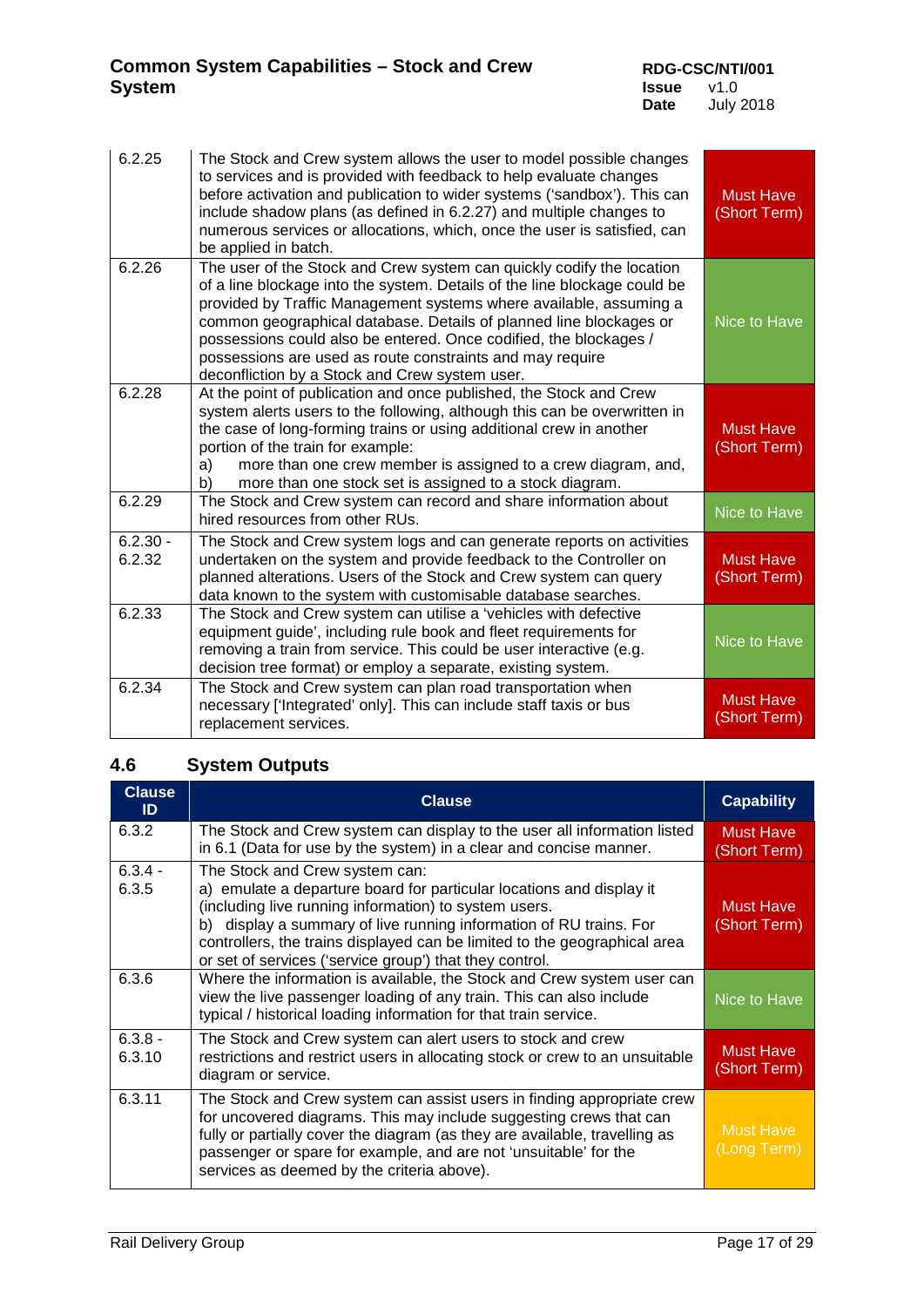| | | |
|---|---|---|
| 6.2.25 | The Stock and Crew system allows the user to model possible changes to services and is provided with feedback to help evaluate changes before activation and publication to wider systems ('sandbox'). This can include shadow plans (as defined in 6.2.27) and multiple changes to numerous services or allocations, which, once the user is satisfied, can be applied in batch. | Must Have (Short Term) |
| 6.2.26 | The user of the Stock and Crew system can quickly codify the location of a line blockage into the system. Details of the line blockage could be provided by Traffic Management systems where available, assuming a common geographical database. Details of planned line blockages or possessions could also be entered. Once codified, the blockages / possessions are used as route constraints and may require deconfliction by a Stock and Crew system user. | Nice to Have |
| 6.2.28 | At the point of publication and once published, the Stock and Crew system alerts users to the following, although this can be overwritten in the case of long-forming trains or using additional crew in another portion of the train for example:<br>a) more than one crew member is assigned to a crew diagram, and,<br>b) more than one stock set is assigned to a stock diagram. | Must Have (Short Term) |
| 6.2.29 | The Stock and Crew system can record and share information about hired resources from other RUs. | Nice to Have |
| 6.2.30 - 6.2.32 | The Stock and Crew system logs and can generate reports on activities undertaken on the system and provide feedback to the Controller on planned alterations. Users of the Stock and Crew system can query data known to the system with customisable database searches. | Must Have (Short Term) |
| 6.2.33 | The Stock and Crew system can utilise a 'vehicles with defective equipment guide', including rule book and fleet requirements for removing a train from service. This could be user interactive (e.g. decision tree format) or employ a separate, existing system. | Nice to Have |
| 6.2.34 | The Stock and Crew system can plan road transportation when necessary ['Integrated' only]. This can include staff taxis or bus replacement services. | Must Have (Short Term) |

## 4.6 System Outputs

| Clause ID | Clause | Capability |
|---|---|---|
| 6.3.2 | The Stock and Crew system can display to the user all information listed in 6.1 (Data for use by the system) in a clear and concise manner. | Must Have (Short Term) |
| 6.3.4 - 6.3.5 | The Stock and Crew system can:<br>a) emulate a departure board for particular locations and display it (including live running information) to system users.<br>b) display a summary of live running information of RU trains. For controllers, the trains displayed can be limited to the geographical area or set of services ('service group') that they control. | Must Have (Short Term) |
| 6.3.6 | Where the information is available, the Stock and Crew system user can view the live passenger loading of any train. This can also include typical / historical loading information for that train service. | Nice to Have |
| 6.3.8 - 6.3.10 | The Stock and Crew system can alert users to stock and crew restrictions and restrict users in allocating stock or crew to an unsuitable diagram or service. | Must Have (Short Term) |
| 6.3.11 | The Stock and Crew system can assist users in finding appropriate crew for uncovered diagrams. This may include suggesting crews that can fully or partially cover the diagram (as they are available, travelling as passenger or spare for example, and are not 'unsuitable' for the services as deemed by the criteria above). | Must Have (Long Term) |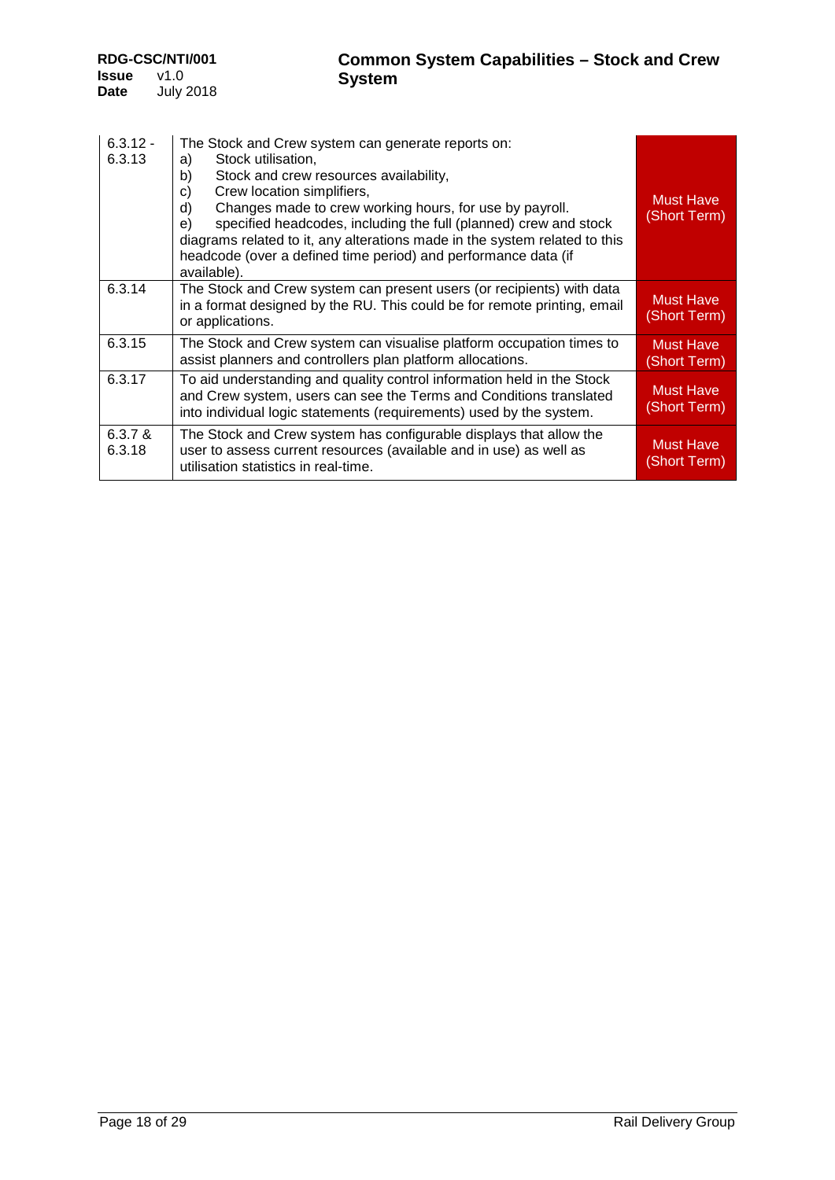| | | |
|---|---|---|
| 6.3.12 - 6.3.13 | The Stock and Crew system can generate reports on:<br>a) Stock utilisation,<br>b) Stock and crew resources availability,<br>c) Crew location simplifiers,<br>d) Changes made to crew working hours, for use by payroll.<br>e) specified headcodes, including the full (planned) crew and stock diagrams related to it, any alterations made in the system related to this headcode (over a defined time period) and performance data (if available). | Must Have (Short Term) |
| 6.3.14 | The Stock and Crew system can present users (or recipients) with data in a format designed by the RU. This could be for remote printing, email or applications. | Must Have (Short Term) |
| 6.3.15 | The Stock and Crew system can visualise platform occupation times to assist planners and controllers plan platform allocations. | Must Have (Short Term) |
| 6.3.17 | To aid understanding and quality control information held in the Stock and Crew system, users can see the Terms and Conditions translated into individual logic statements (requirements) used by the system. | Must Have (Short Term) |
| 6.3.7 & 6.3.18 | The Stock and Crew system has configurable displays that allow the user to assess current resources (available and in use) as well as utilisation statistics in real-time. | Must Have (Short Term) |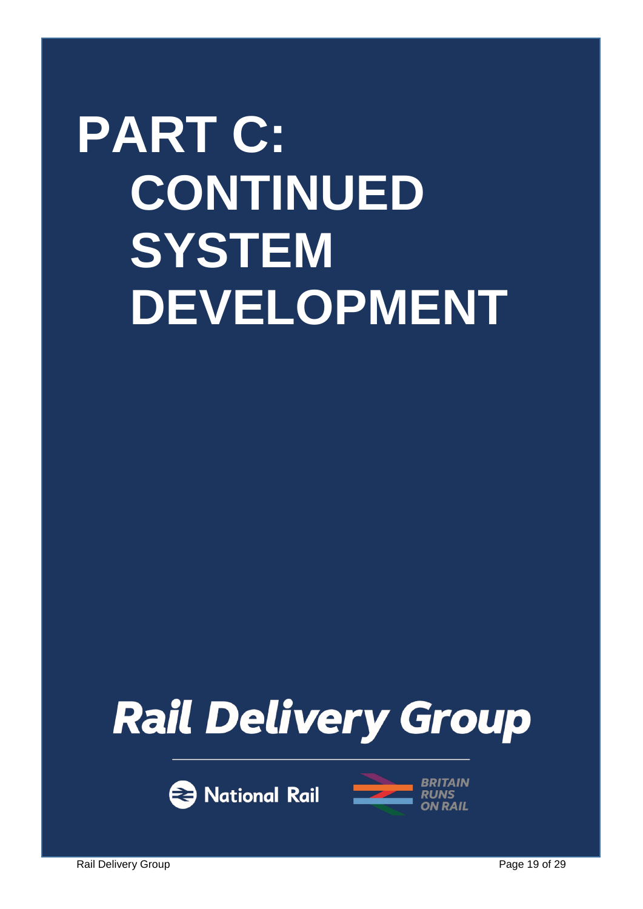# PART C: CONTINUED SYSTEM DEVELOPMENT

Rail Delivery Group

National Rail

BRITAIN RUNS ON RAIL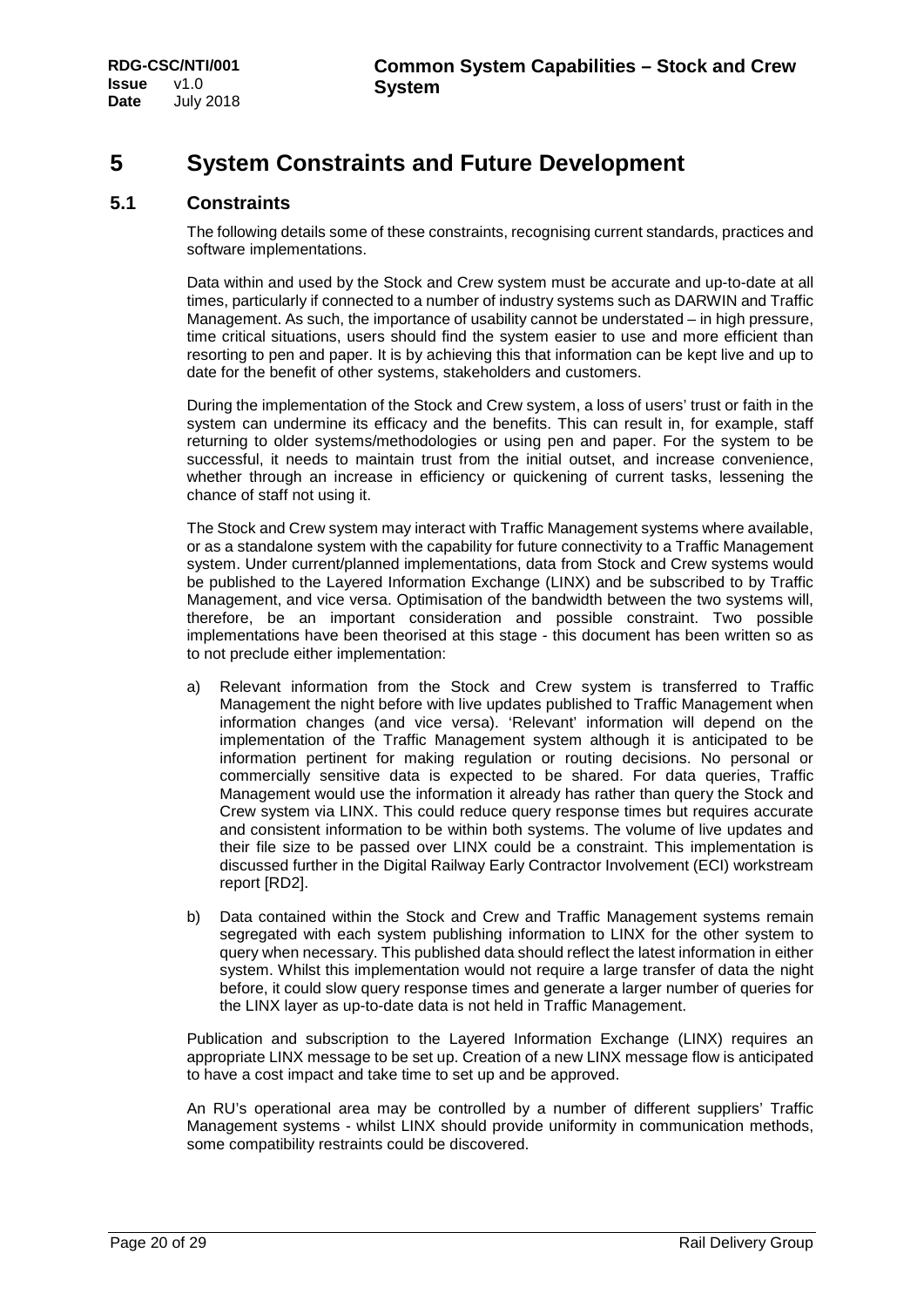# 5 System Constraints and Future Development

## 5.1 Constraints

The following details some of these constraints, recognising current standards, practices and software implementations.

Data within and used by the Stock and Crew system must be accurate and up-to-date at all times, particularly if connected to a number of industry systems such as DARWIN and Traffic Management. As such, the importance of usability cannot be understated – in high pressure, time critical situations, users should find the system easier to use and more efficient than resorting to pen and paper. It is by achieving this that information can be kept live and up to date for the benefit of other systems, stakeholders and customers.

During the implementation of the Stock and Crew system, a loss of users' trust or faith in the system can undermine its efficacy and the benefits. This can result in, for example, staff returning to older systems/methodologies or using pen and paper. For the system to be successful, it needs to maintain trust from the initial outset, and increase convenience, whether through an increase in efficiency or quickening of current tasks, lessening the chance of staff not using it.

The Stock and Crew system may interact with Traffic Management systems where available, or as a standalone system with the capability for future connectivity to a Traffic Management system. Under current/planned implementations, data from Stock and Crew systems would be published to the Layered Information Exchange (LINX) and be subscribed to by Traffic Management, and vice versa. Optimisation of the bandwidth between the two systems will, therefore, be an important consideration and possible constraint. Two possible implementations have been theorised at this stage - this document has been written so as to not preclude either implementation:

a) Relevant information from the Stock and Crew system is transferred to Traffic Management the night before with live updates published to Traffic Management when information changes (and vice versa). 'Relevant' information will depend on the implementation of the Traffic Management system although it is anticipated to be information pertinent for making regulation or routing decisions. No personal or commercially sensitive data is expected to be shared. For data queries, Traffic Management would use the information it already has rather than query the Stock and Crew system via LINX. This could reduce query response times but requires accurate and consistent information to be within both systems. The volume of live updates and their file size to be passed over LINX could be a constraint. This implementation is discussed further in the Digital Railway Early Contractor Involvement (ECI) workstream report [RD2].

b) Data contained within the Stock and Crew and Traffic Management systems remain segregated with each system publishing information to LINX for the other system to query when necessary. This published data should reflect the latest information in either system. Whilst this implementation would not require a large transfer of data the night before, it could slow query response times and generate a larger number of queries for the LINX layer as up-to-date data is not held in Traffic Management.

Publication and subscription to the Layered Information Exchange (LINX) requires an appropriate LINX message to be set up. Creation of a new LINX message flow is anticipated to have a cost impact and take time to set up and be approved.

An RU's operational area may be controlled by a number of different suppliers' Traffic Management systems - whilst LINX should provide uniformity in communication methods, some compatibility restraints could be discovered.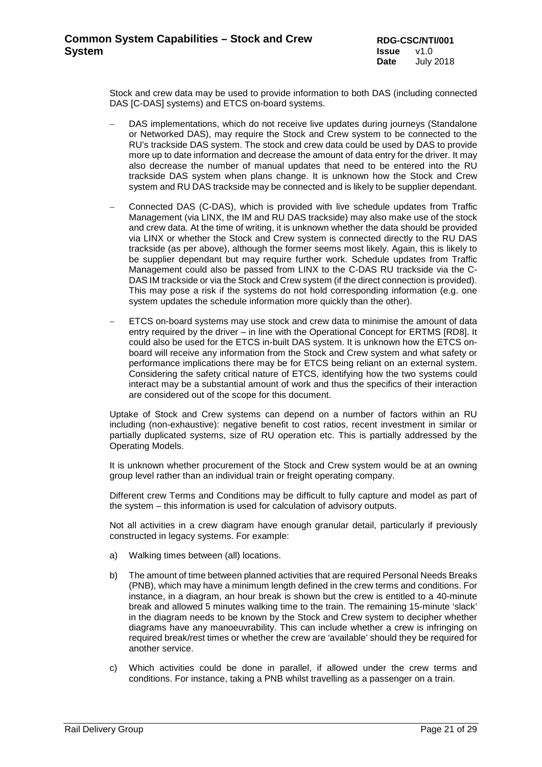Stock and crew data may be used to provide information to both DAS (including connected DAS [C-DAS] systems) and ETCS on-board systems.

- DAS implementations, which do not receive live updates during journeys (Standalone or Networked DAS), may require the Stock and Crew system to be connected to the RU's trackside DAS system. The stock and crew data could be used by DAS to provide more up to date information and decrease the amount of data entry for the driver. It may also decrease the number of manual updates that need to be entered into the RU trackside DAS system when plans change. It is unknown how the Stock and Crew system and RU DAS trackside may be connected and is likely to be supplier dependant.
- Connected DAS (C-DAS), which is provided with live schedule updates from Traffic Management (via LINX, the IM and RU DAS trackside) may also make use of the stock and crew data. At the time of writing, it is unknown whether the data should be provided via LINX or whether the Stock and Crew system is connected directly to the RU DAS trackside (as per above), although the former seems most likely. Again, this is likely to be supplier dependant but may require further work. Schedule updates from Traffic Management could also be passed from LINX to the C-DAS RU trackside via the C-DAS IM trackside or via the Stock and Crew system (if the direct connection is provided). This may pose a risk if the systems do not hold corresponding information (e.g. one system updates the schedule information more quickly than the other).
- ETCS on-board systems may use stock and crew data to minimise the amount of data entry required by the driver – in line with the Operational Concept for ERTMS [RD8]. It could also be used for the ETCS in-built DAS system. It is unknown how the ETCS on-board will receive any information from the Stock and Crew system and what safety or performance implications there may be for ETCS being reliant on an external system. Considering the safety critical nature of ETCS, identifying how the two systems could interact may be a substantial amount of work and thus the specifics of their interaction are considered out of the scope for this document.

Uptake of Stock and Crew systems can depend on a number of factors within an RU including (non-exhaustive): negative benefit to cost ratios, recent investment in similar or partially duplicated systems, size of RU operation etc. This is partially addressed by the Operating Models.

It is unknown whether procurement of the Stock and Crew system would be at an owning group level rather than an individual train or freight operating company.

Different crew Terms and Conditions may be difficult to fully capture and model as part of the system – this information is used for calculation of advisory outputs.

Not all activities in a crew diagram have enough granular detail, particularly if previously constructed in legacy systems. For example:

a) Walking times between (all) locations.

b) The amount of time between planned activities that are required Personal Needs Breaks (PNB), which may have a minimum length defined in the crew terms and conditions. For instance, in a diagram, an hour break is shown but the crew is entitled to a 40-minute break and allowed 5 minutes walking time to the train. The remaining 15-minute 'slack' in the diagram needs to be known by the Stock and Crew system to decipher whether diagrams have any manoeuvrability. This can include whether a crew is infringing on required break/rest times or whether the crew are 'available' should they be required for another service.

c) Which activities could be done in parallel, if allowed under the crew terms and conditions. For instance, taking a PNB whilst travelling as a passenger on a train.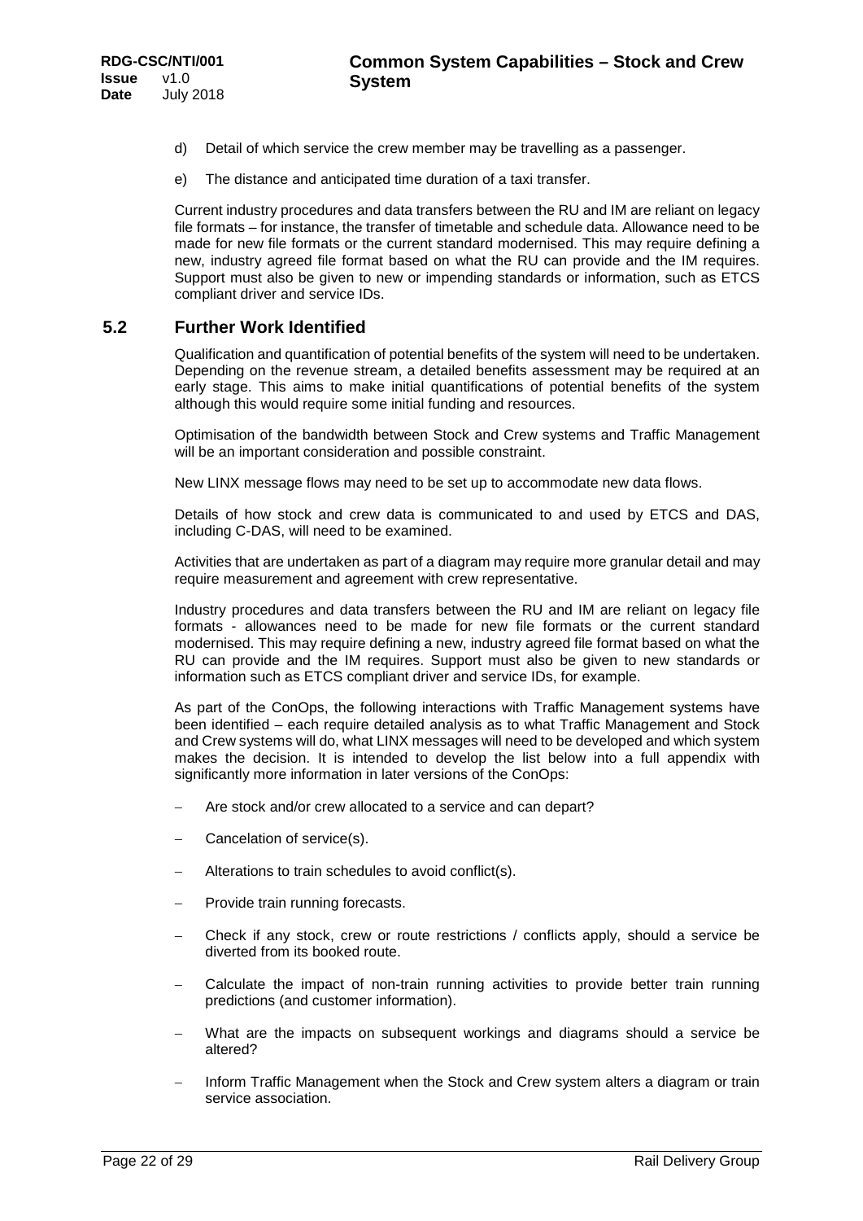d) Detail of which service the crew member may be travelling as a passenger.

e) The distance and anticipated time duration of a taxi transfer.

Current industry procedures and data transfers between the RU and IM are reliant on legacy file formats – for instance, the transfer of timetable and schedule data. Allowance need to be made for new file formats or the current standard modernised. This may require defining a new, industry agreed file format based on what the RU can provide and the IM requires. Support must also be given to new or impending standards or information, such as ETCS compliant driver and service IDs.

## 5.2 Further Work Identified

Qualification and quantification of potential benefits of the system will need to be undertaken. Depending on the revenue stream, a detailed benefits assessment may be required at an early stage. This aims to make initial quantifications of potential benefits of the system although this would require some initial funding and resources.

Optimisation of the bandwidth between Stock and Crew systems and Traffic Management will be an important consideration and possible constraint.

New LINX message flows may need to be set up to accommodate new data flows.

Details of how stock and crew data is communicated to and used by ETCS and DAS, including C-DAS, will need to be examined.

Activities that are undertaken as part of a diagram may require more granular detail and may require measurement and agreement with crew representative.

Industry procedures and data transfers between the RU and IM are reliant on legacy file formats - allowances need to be made for new file formats or the current standard modernised. This may require defining a new, industry agreed file format based on what the RU can provide and the IM requires. Support must also be given to new standards or information such as ETCS compliant driver and service IDs, for example.

As part of the ConOps, the following interactions with Traffic Management systems have been identified – each require detailed analysis as to what Traffic Management and Stock and Crew systems will do, what LINX messages will need to be developed and which system makes the decision. It is intended to develop the list below into a full appendix with significantly more information in later versions of the ConOps:

- Are stock and/or crew allocated to a service and can depart?
- Cancelation of service(s).
- Alterations to train schedules to avoid conflict(s).
- Provide train running forecasts.
- Check if any stock, crew or route restrictions / conflicts apply, should a service be diverted from its booked route.
- Calculate the impact of non-train running activities to provide better train running predictions (and customer information).
- What are the impacts on subsequent workings and diagrams should a service be altered?
- Inform Traffic Management when the Stock and Crew system alters a diagram or train service association.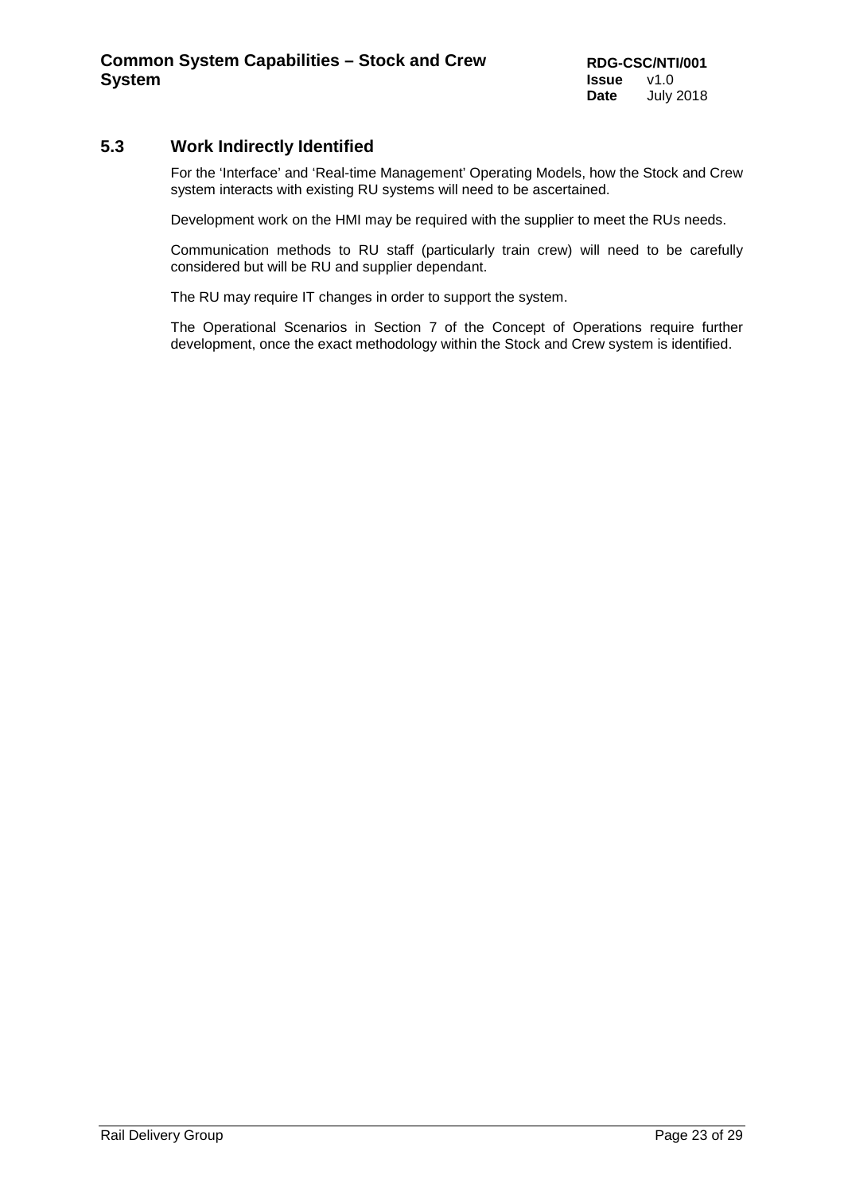## 5.3 Work Indirectly Identified

For the 'Interface' and 'Real-time Management' Operating Models, how the Stock and Crew system interacts with existing RU systems will need to be ascertained.

Development work on the HMI may be required with the supplier to meet the RUs needs.

Communication methods to RU staff (particularly train crew) will need to be carefully considered but will be RU and supplier dependant.

The RU may require IT changes in order to support the system.

The Operational Scenarios in Section 7 of the Concept of Operations require further development, once the exact methodology within the Stock and Crew system is identified.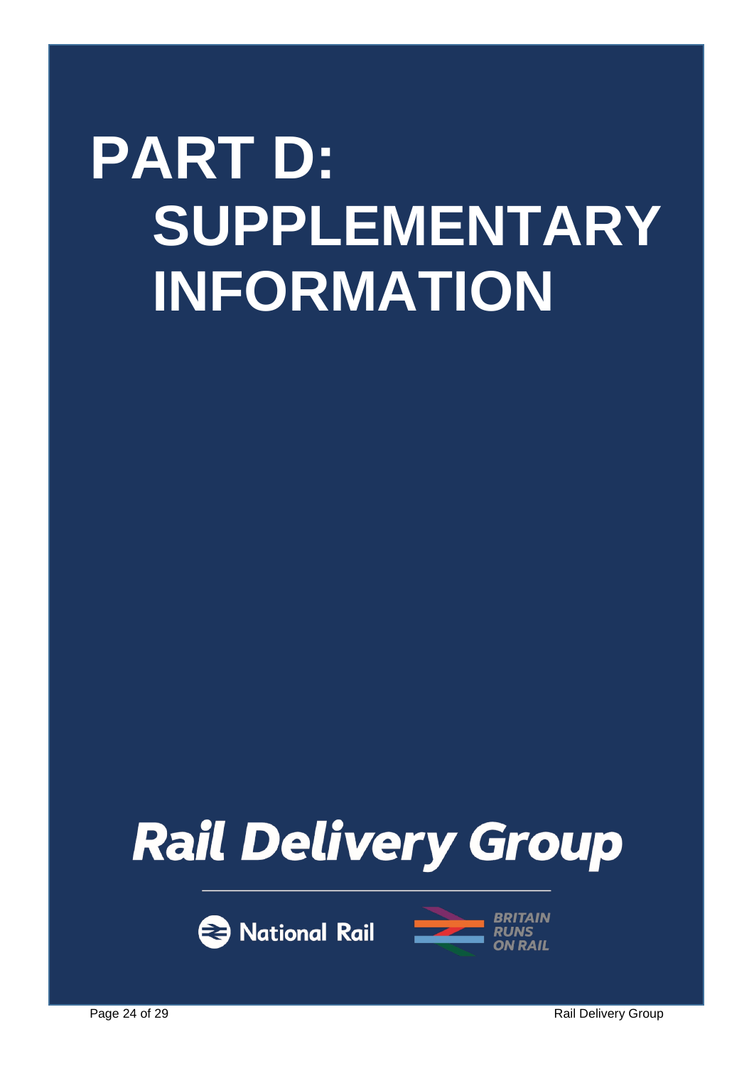# PART D: SUPPLEMENTARY INFORMATION

Rail Delivery Group

National Rail

BRITAIN RUNS ON RAIL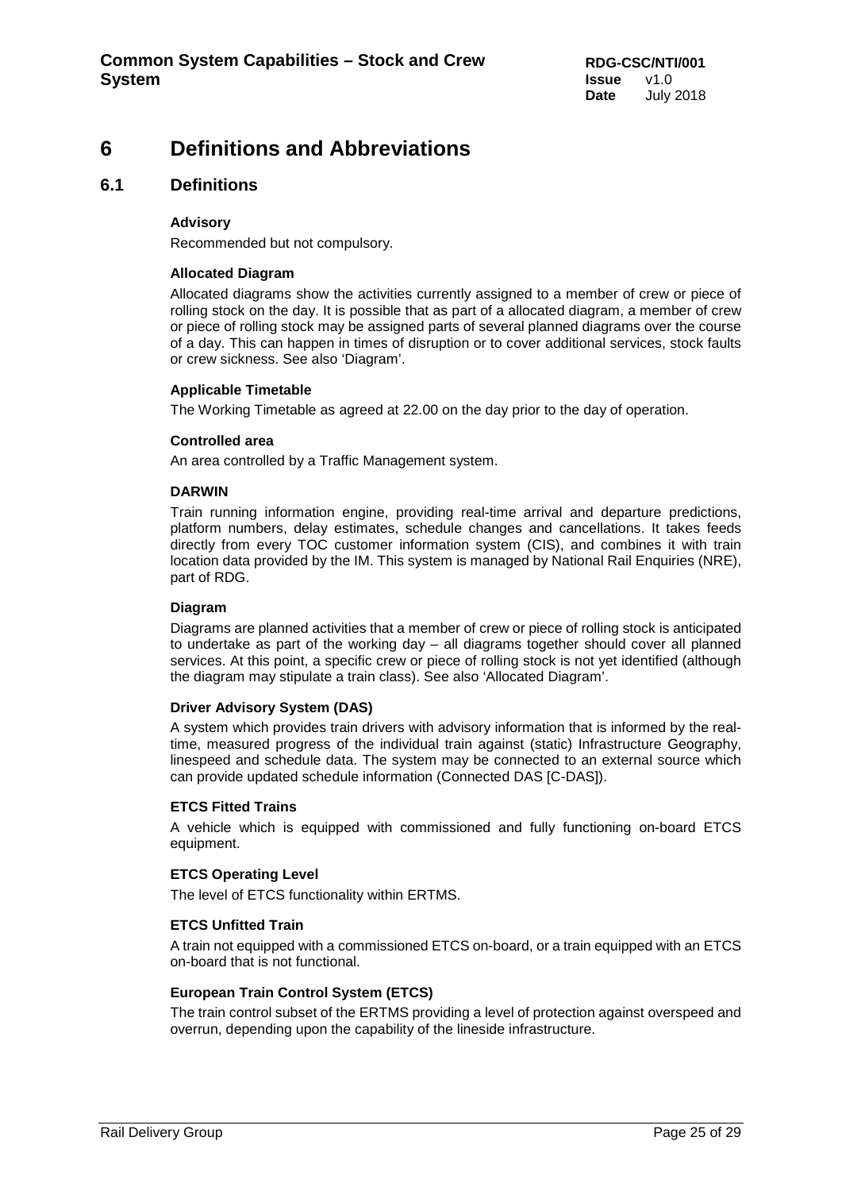# 6 Definitions and Abbreviations

## 6.1 Definitions

**Advisory**

Recommended but not compulsory.

**Allocated Diagram**

Allocated diagrams show the activities currently assigned to a member of crew or piece of rolling stock on the day. It is possible that as part of a allocated diagram, a member of crew or piece of rolling stock may be assigned parts of several planned diagrams over the course of a day. This can happen in times of disruption or to cover additional services, stock faults or crew sickness. See also 'Diagram'.

**Applicable Timetable**

The Working Timetable as agreed at 22.00 on the day prior to the day of operation.

**Controlled area**

An area controlled by a Traffic Management system.

**DARWIN**

Train running information engine, providing real-time arrival and departure predictions, platform numbers, delay estimates, schedule changes and cancellations. It takes feeds directly from every TOC customer information system (CIS), and combines it with train location data provided by the IM. This system is managed by National Rail Enquiries (NRE), part of RDG.

**Diagram**

Diagrams are planned activities that a member of crew or piece of rolling stock is anticipated to undertake as part of the working day – all diagrams together should cover all planned services. At this point, a specific crew or piece of rolling stock is not yet identified (although the diagram may stipulate a train class). See also 'Allocated Diagram'.

**Driver Advisory System (DAS)**

A system which provides train drivers with advisory information that is informed by the real-time, measured progress of the individual train against (static) Infrastructure Geography, linespeed and schedule data. The system may be connected to an external source which can provide updated schedule information (Connected DAS [C-DAS]).

**ETCS Fitted Trains**

A vehicle which is equipped with commissioned and fully functioning on-board ETCS equipment.

**ETCS Operating Level**

The level of ETCS functionality within ERTMS.

**ETCS Unfitted Train**

A train not equipped with a commissioned ETCS on-board, or a train equipped with an ETCS on-board that is not functional.

**European Train Control System (ETCS)**

The train control subset of the ERTMS providing a level of protection against overspeed and overrun, depending upon the capability of the lineside infrastructure.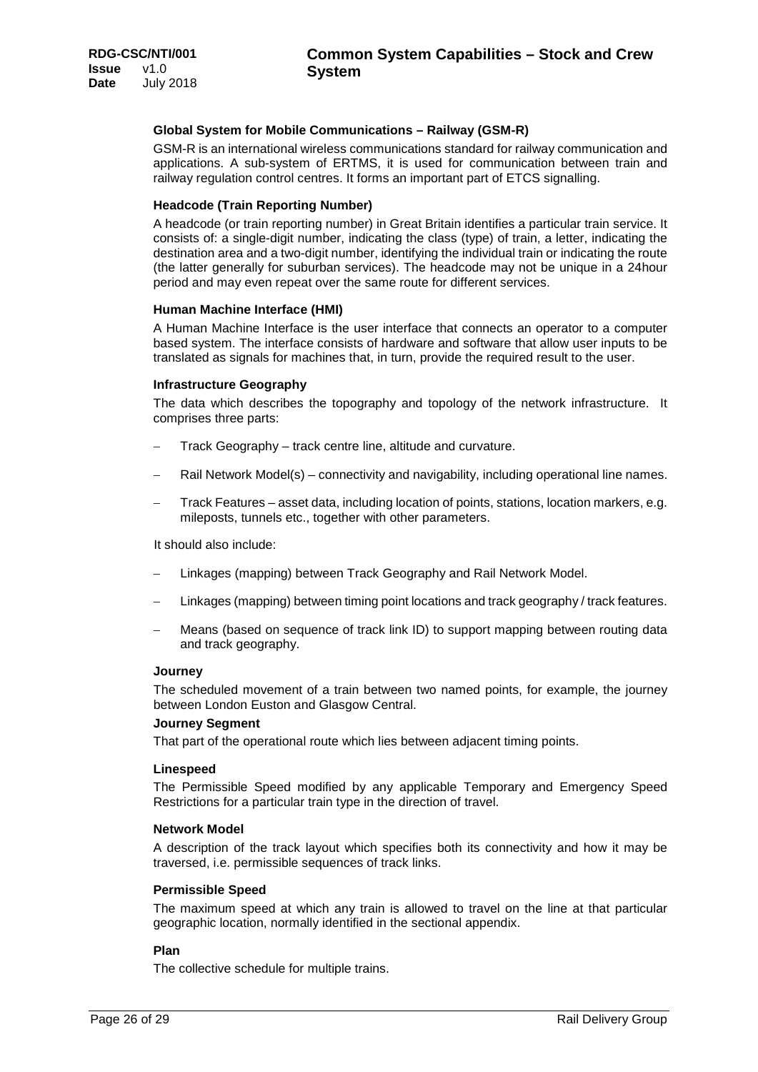**Global System for Mobile Communications – Railway (GSM-R)**

GSM-R is an international wireless communications standard for railway communication and applications. A sub-system of ERTMS, it is used for communication between train and railway regulation control centres. It forms an important part of ETCS signalling.

**Headcode (Train Reporting Number)**

A headcode (or train reporting number) in Great Britain identifies a particular train service. It consists of: a single-digit number, indicating the class (type) of train, a letter, indicating the destination area and a two-digit number, identifying the individual train or indicating the route (the latter generally for suburban services). The headcode may not be unique in a 24hour period and may even repeat over the same route for different services.

**Human Machine Interface (HMI)**

A Human Machine Interface is the user interface that connects an operator to a computer based system. The interface consists of hardware and software that allow user inputs to be translated as signals for machines that, in turn, provide the required result to the user.

**Infrastructure Geography**

The data which describes the topography and topology of the network infrastructure. It comprises three parts:

- Track Geography – track centre line, altitude and curvature.
- Rail Network Model(s) – connectivity and navigability, including operational line names.
- Track Features – asset data, including location of points, stations, location markers, e.g. mileposts, tunnels etc., together with other parameters.

It should also include:

- Linkages (mapping) between Track Geography and Rail Network Model.
- Linkages (mapping) between timing point locations and track geography / track features.
- Means (based on sequence of track link ID) to support mapping between routing data and track geography.

**Journey**

The scheduled movement of a train between two named points, for example, the journey between London Euston and Glasgow Central.

**Journey Segment**

That part of the operational route which lies between adjacent timing points.

**Linespeed**

The Permissible Speed modified by any applicable Temporary and Emergency Speed Restrictions for a particular train type in the direction of travel.

**Network Model**

A description of the track layout which specifies both its connectivity and how it may be traversed, i.e. permissible sequences of track links.

**Permissible Speed**

The maximum speed at which any train is allowed to travel on the line at that particular geographic location, normally identified in the sectional appendix.

**Plan**

The collective schedule for multiple trains.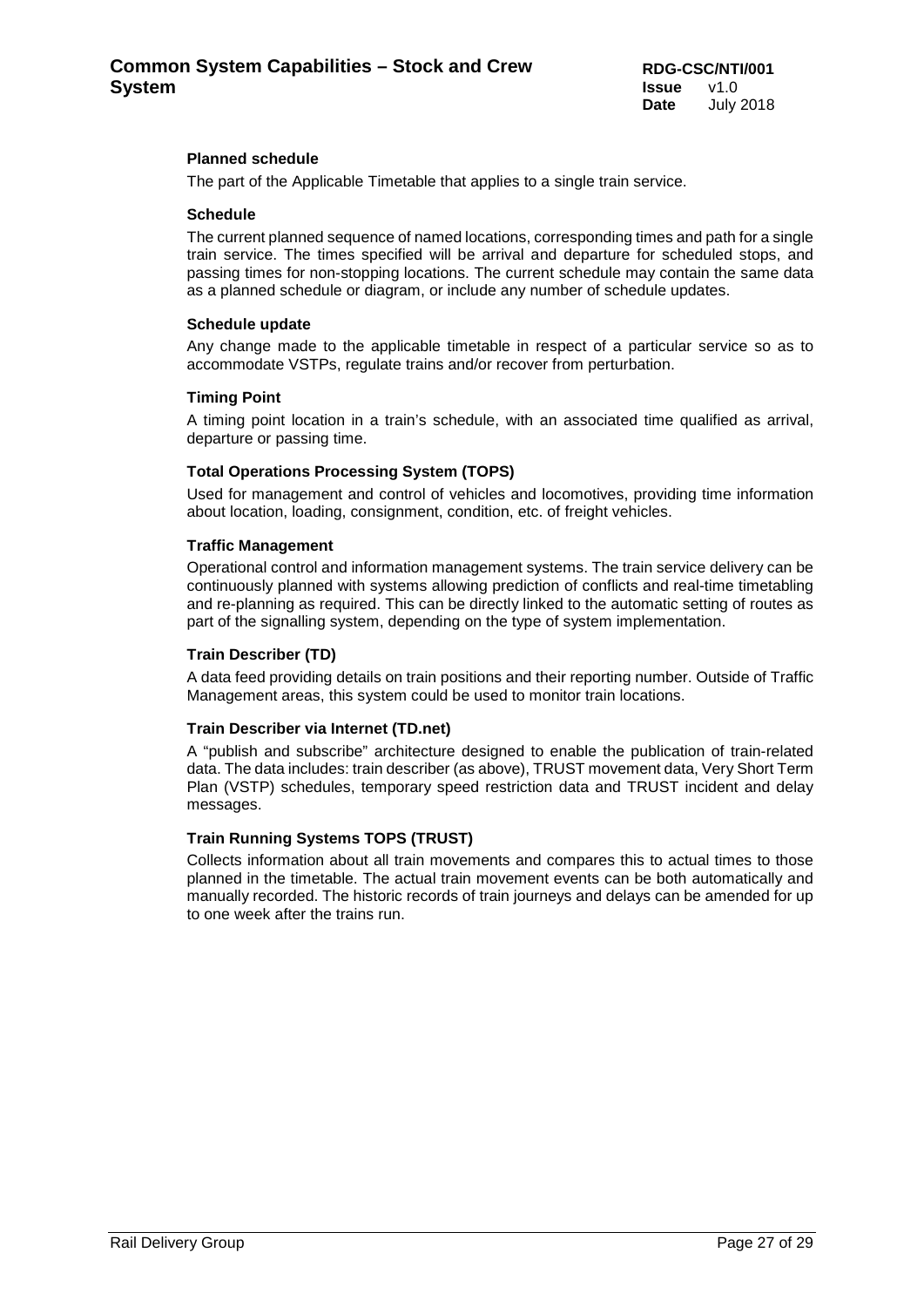**Planned schedule**

The part of the Applicable Timetable that applies to a single train service.

**Schedule**

The current planned sequence of named locations, corresponding times and path for a single train service. The times specified will be arrival and departure for scheduled stops, and passing times for non-stopping locations. The current schedule may contain the same data as a planned schedule or diagram, or include any number of schedule updates.

**Schedule update**

Any change made to the applicable timetable in respect of a particular service so as to accommodate VSTPs, regulate trains and/or recover from perturbation.

**Timing Point**

A timing point location in a train's schedule, with an associated time qualified as arrival, departure or passing time.

**Total Operations Processing System (TOPS)**

Used for management and control of vehicles and locomotives, providing time information about location, loading, consignment, condition, etc. of freight vehicles.

**Traffic Management**

Operational control and information management systems. The train service delivery can be continuously planned with systems allowing prediction of conflicts and real-time timetabling and re-planning as required. This can be directly linked to the automatic setting of routes as part of the signalling system, depending on the type of system implementation.

**Train Describer (TD)**

A data feed providing details on train positions and their reporting number. Outside of Traffic Management areas, this system could be used to monitor train locations.

**Train Describer via Internet (TD.net)**

A "publish and subscribe" architecture designed to enable the publication of train-related data. The data includes: train describer (as above), TRUST movement data, Very Short Term Plan (VSTP) schedules, temporary speed restriction data and TRUST incident and delay messages.

**Train Running Systems TOPS (TRUST)**

Collects information about all train movements and compares this to actual times to those planned in the timetable. The actual train movement events can be both automatically and manually recorded. The historic records of train journeys and delays can be amended for up to one week after the trains run.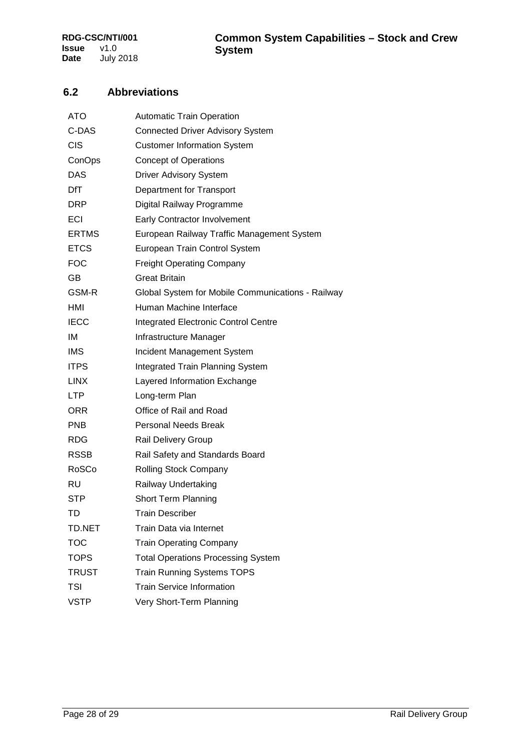## 6.2 Abbreviations

| | |
|---|---|
| ATO | Automatic Train Operation |
| C-DAS | Connected Driver Advisory System |
| CIS | Customer Information System |
| ConOps | Concept of Operations |
| DAS | Driver Advisory System |
| DfT | Department for Transport |
| DRP | Digital Railway Programme |
| ECI | Early Contractor Involvement |
| ERTMS | European Railway Traffic Management System |
| ETCS | European Train Control System |
| FOC | Freight Operating Company |
| GB | Great Britain |
| GSM-R | Global System for Mobile Communications - Railway |
| HMI | Human Machine Interface |
| IECC | Integrated Electronic Control Centre |
| IM | Infrastructure Manager |
| IMS | Incident Management System |
| ITPS | Integrated Train Planning System |
| LINX | Layered Information Exchange |
| LTP | Long-term Plan |
| ORR | Office of Rail and Road |
| PNB | Personal Needs Break |
| RDG | Rail Delivery Group |
| RSSB | Rail Safety and Standards Board |
| RoSCo | Rolling Stock Company |
| RU | Railway Undertaking |
| STP | Short Term Planning |
| TD | Train Describer |
| TD.NET | Train Data via Internet |
| TOC | Train Operating Company |
| TOPS | Total Operations Processing System |
| TRUST | Train Running Systems TOPS |
| TSI | Train Service Information |
| VSTP | Very Short-Term Planning |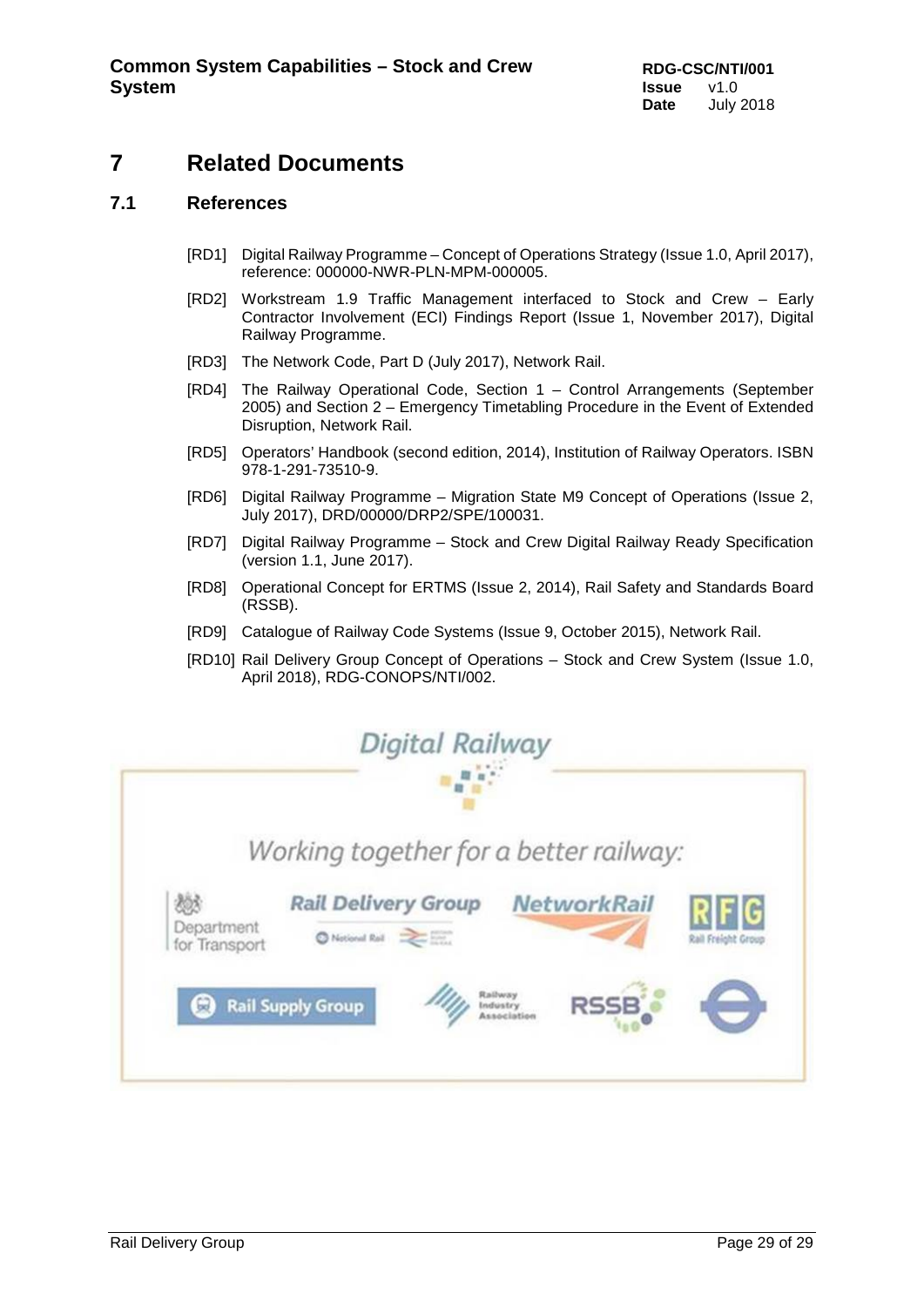# 7 Related Documents

## 7.1 References

[RD1] Digital Railway Programme – Concept of Operations Strategy (Issue 1.0, April 2017), reference: 000000-NWR-PLN-MPM-000005.

[RD2] Workstream 1.9 Traffic Management interfaced to Stock and Crew – Early Contractor Involvement (ECI) Findings Report (Issue 1, November 2017), Digital Railway Programme.

[RD3] The Network Code, Part D (July 2017), Network Rail.

[RD4] The Railway Operational Code, Section 1 – Control Arrangements (September 2005) and Section 2 – Emergency Timetabling Procedure in the Event of Extended Disruption, Network Rail.

[RD5] Operators' Handbook (second edition, 2014), Institution of Railway Operators. ISBN 978-1-291-73510-9.

[RD6] Digital Railway Programme – Migration State M9 Concept of Operations (Issue 2, July 2017), DRD/00000/DRP2/SPE/100031.

[RD7] Digital Railway Programme – Stock and Crew Digital Railway Ready Specification (version 1.1, June 2017).

[RD8] Operational Concept for ERTMS (Issue 2, 2014), Rail Safety and Standards Board (RSSB).

[RD9] Catalogue of Railway Code Systems (Issue 9, October 2015), Network Rail.

[RD10] Rail Delivery Group Concept of Operations – Stock and Crew System (Issue 1.0, April 2018), RDG-CONOPS/NTI/002.

Digital Railway

*Working together for a better railway:*

Department for Transport
Rail Delivery Group
NetworkRail
Rail Freight Group
Rail Supply Group
Railway Industry Association
RSSB